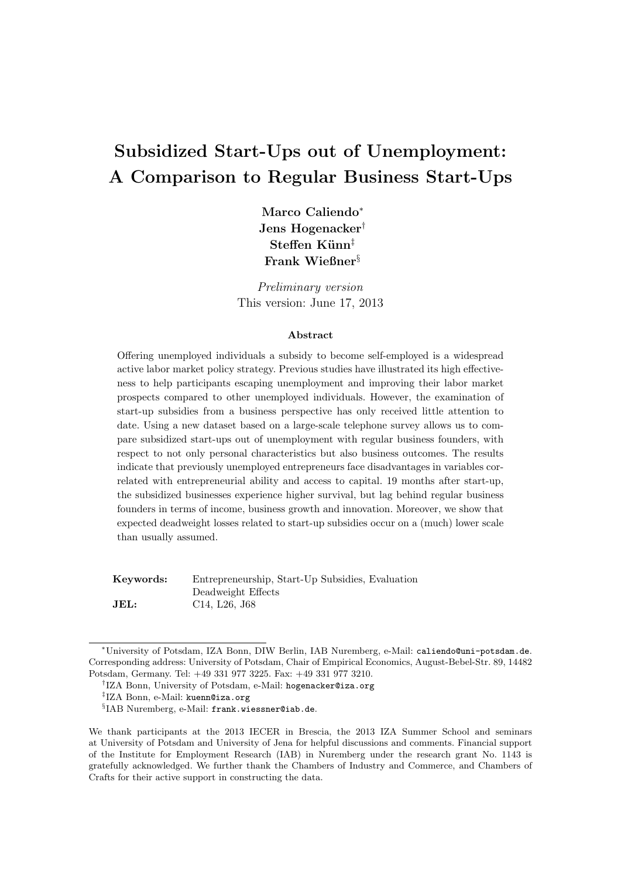# Subsidized Start-Ups out of Unemployment: A Comparison to Regular Business Start-Ups

**Marco Caliendo**[*]
**Jens Hogenacker**[†]
**Steffen Künn**[‡]
**Frank Wießner**[§]

*Preliminary version*
This version: June 17, 2013

### Abstract

Offering unemployed individuals a subsidy to become self-employed is a widespread active labor market policy strategy. Previous studies have illustrated its high effectiveness to help participants escaping unemployment and improving their labor market prospects compared to other unemployed individuals. However, the examination of start-up subsidies from a business perspective has only received little attention to date. Using a new dataset based on a large-scale telephone survey allows us to compare subsidized start-ups out of unemployment with regular business founders, with respect to not only personal characteristics but also business outcomes. The results indicate that previously unemployed entrepreneurs face disadvantages in variables correlated with entrepreneurial ability and access to capital. 19 months after start-up, the subsidized businesses experience higher survival, but lag behind regular business founders in terms of income, business growth and innovation. Moreover, we show that expected deadweight losses related to start-up subsidies occur on a (much) lower scale than usually assumed.

**Keywords:** Entrepreneurship, Start-Up Subsidies, Evaluation Deadweight Effects
**JEL:** C14, L26, J68

---

[*]University of Potsdam, IZA Bonn, DIW Berlin, IAB Nuremberg, e-Mail: caliendo@uni-potsdam.de. Corresponding address: University of Potsdam, Chair of Empirical Economics, August-Bebel-Str. 89, 14482 Potsdam, Germany. Tel: +49 331 977 3225. Fax: +49 331 977 3210.

[†]IZA Bonn, University of Potsdam, e-Mail: hogenacker@iza.org

[‡]IZA Bonn, e-Mail: kuenn@iza.org

[§]IAB Nuremberg, e-Mail: frank.wiessner@iab.de.

We thank participants at the 2013 IECER in Brescia, the 2013 IZA Summer School and seminars at University of Potsdam and University of Jena for helpful discussions and comments. Financial support of the Institute for Employment Research (IAB) in Nuremberg under the research grant No. 1143 is gratefully acknowledged. We further thank the Chambers of Industry and Commerce, and Chambers of Crafts for their active support in constructing the data.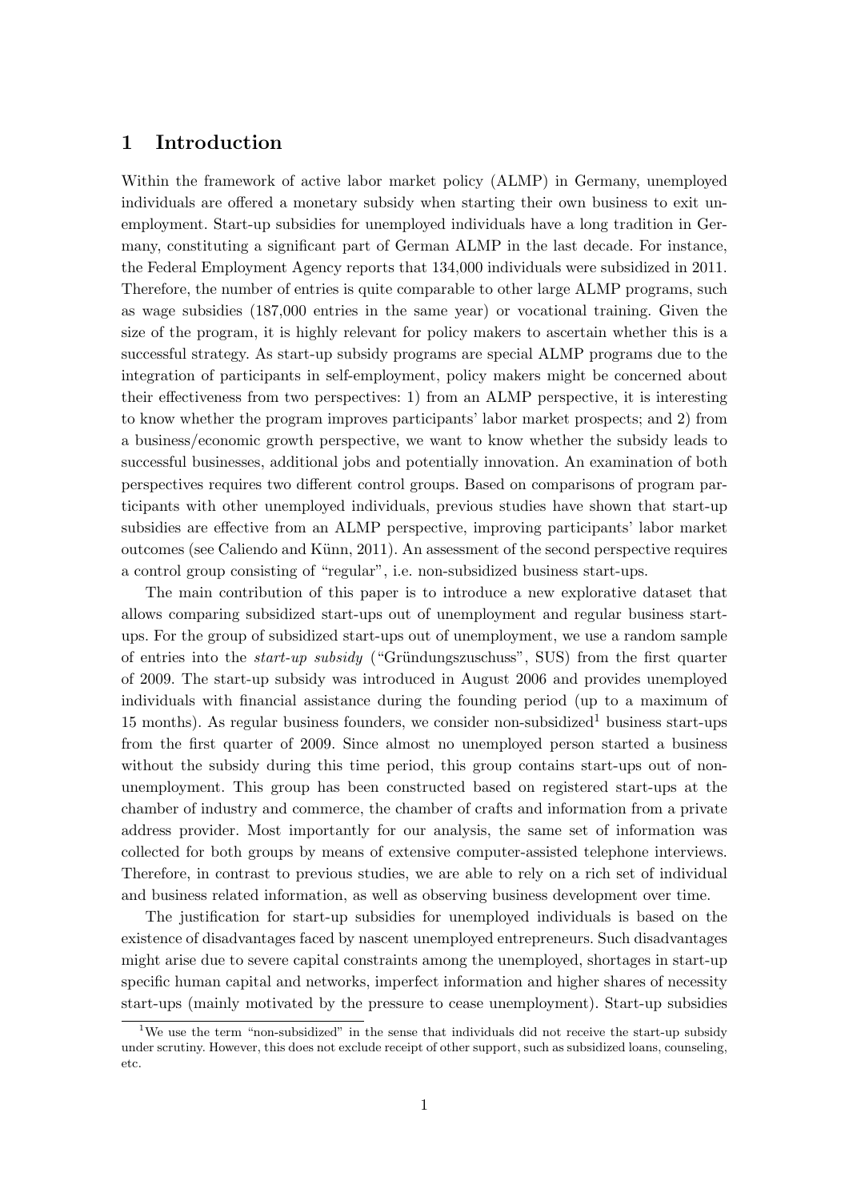# 1 Introduction

Within the framework of active labor market policy (ALMP) in Germany, unemployed individuals are offered a monetary subsidy when starting their own business to exit unemployment. Start-up subsidies for unemployed individuals have a long tradition in Germany, constituting a significant part of German ALMP in the last decade. For instance, the Federal Employment Agency reports that 134,000 individuals were subsidized in 2011. Therefore, the number of entries is quite comparable to other large ALMP programs, such as wage subsidies (187,000 entries in the same year) or vocational training. Given the size of the program, it is highly relevant for policy makers to ascertain whether this is a successful strategy. As start-up subsidy programs are special ALMP programs due to the integration of participants in self-employment, policy makers might be concerned about their effectiveness from two perspectives: 1) from an ALMP perspective, it is interesting to know whether the program improves participants' labor market prospects; and 2) from a business/economic growth perspective, we want to know whether the subsidy leads to successful businesses, additional jobs and potentially innovation. An examination of both perspectives requires two different control groups. Based on comparisons of program participants with other unemployed individuals, previous studies have shown that start-up subsidies are effective from an ALMP perspective, improving participants' labor market outcomes (see Caliendo and Künn, 2011). An assessment of the second perspective requires a control group consisting of "regular", i.e. non-subsidized business start-ups.

The main contribution of this paper is to introduce a new explorative dataset that allows comparing subsidized start-ups out of unemployment and regular business start-ups. For the group of subsidized start-ups out of unemployment, we use a random sample of entries into the *start-up subsidy* ("Gründungszuschuss", SUS) from the first quarter of 2009. The start-up subsidy was introduced in August 2006 and provides unemployed individuals with financial assistance during the founding period (up to a maximum of 15 months). As regular business founders, we consider non-subsidized[1] business start-ups from the first quarter of 2009. Since almost no unemployed person started a business without the subsidy during this time period, this group contains start-ups out of non-unemployment. This group has been constructed based on registered start-ups at the chamber of industry and commerce, the chamber of crafts and information from a private address provider. Most importantly for our analysis, the same set of information was collected for both groups by means of extensive computer-assisted telephone interviews. Therefore, in contrast to previous studies, we are able to rely on a rich set of individual and business related information, as well as observing business development over time.

The justification for start-up subsidies for unemployed individuals is based on the existence of disadvantages faced by nascent unemployed entrepreneurs. Such disadvantages might arise due to severe capital constraints among the unemployed, shortages in start-up specific human capital and networks, imperfect information and higher shares of necessity start-ups (mainly motivated by the pressure to cease unemployment). Start-up subsidies

[1] We use the term "non-subsidized" in the sense that individuals did not receive the start-up subsidy under scrutiny. However, this does not exclude receipt of other support, such as subsidized loans, counseling, etc.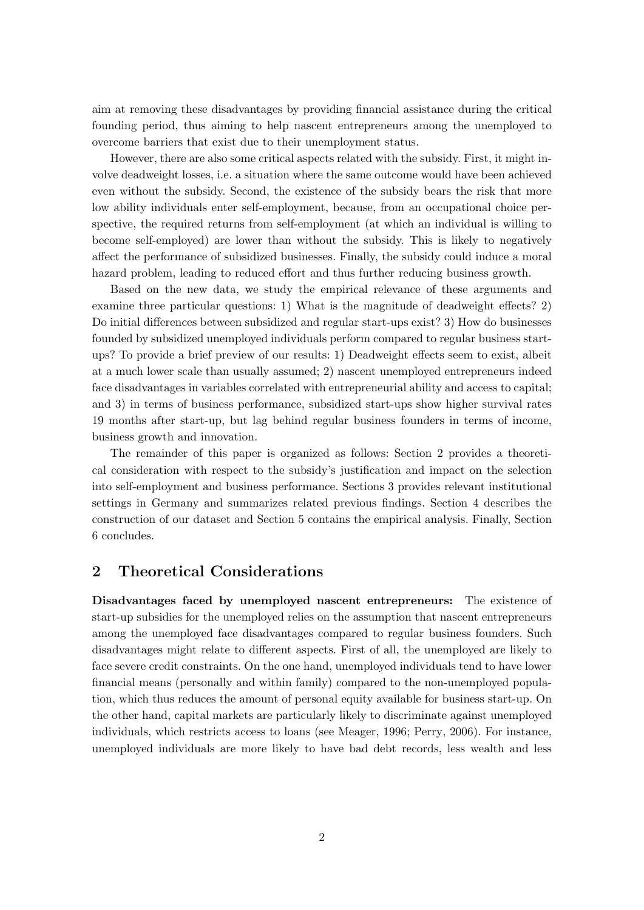aim at removing these disadvantages by providing financial assistance during the critical founding period, thus aiming to help nascent entrepreneurs among the unemployed to overcome barriers that exist due to their unemployment status.

However, there are also some critical aspects related with the subsidy. First, it might involve deadweight losses, i.e. a situation where the same outcome would have been achieved even without the subsidy. Second, the existence of the subsidy bears the risk that more low ability individuals enter self-employment, because, from an occupational choice perspective, the required returns from self-employment (at which an individual is willing to become self-employed) are lower than without the subsidy. This is likely to negatively affect the performance of subsidized businesses. Finally, the subsidy could induce a moral hazard problem, leading to reduced effort and thus further reducing business growth.

Based on the new data, we study the empirical relevance of these arguments and examine three particular questions: 1) What is the magnitude of deadweight effects? 2) Do initial differences between subsidized and regular start-ups exist? 3) How do businesses founded by subsidized unemployed individuals perform compared to regular business start-ups? To provide a brief preview of our results: 1) Deadweight effects seem to exist, albeit at a much lower scale than usually assumed; 2) nascent unemployed entrepreneurs indeed face disadvantages in variables correlated with entrepreneurial ability and access to capital; and 3) in terms of business performance, subsidized start-ups show higher survival rates 19 months after start-up, but lag behind regular business founders in terms of income, business growth and innovation.

The remainder of this paper is organized as follows: Section 2 provides a theoretical consideration with respect to the subsidy's justification and impact on the selection into self-employment and business performance. Sections 3 provides relevant institutional settings in Germany and summarizes related previous findings. Section 4 describes the construction of our dataset and Section 5 contains the empirical analysis. Finally, Section 6 concludes.

## 2 Theoretical Considerations

**Disadvantages faced by unemployed nascent entrepreneurs:** The existence of start-up subsidies for the unemployed relies on the assumption that nascent entrepreneurs among the unemployed face disadvantages compared to regular business founders. Such disadvantages might relate to different aspects. First of all, the unemployed are likely to face severe credit constraints. On the one hand, unemployed individuals tend to have lower financial means (personally and within family) compared to the non-unemployed population, which thus reduces the amount of personal equity available for business start-up. On the other hand, capital markets are particularly likely to discriminate against unemployed individuals, which restricts access to loans (see Meager, 1996; Perry, 2006). For instance, unemployed individuals are more likely to have bad debt records, less wealth and less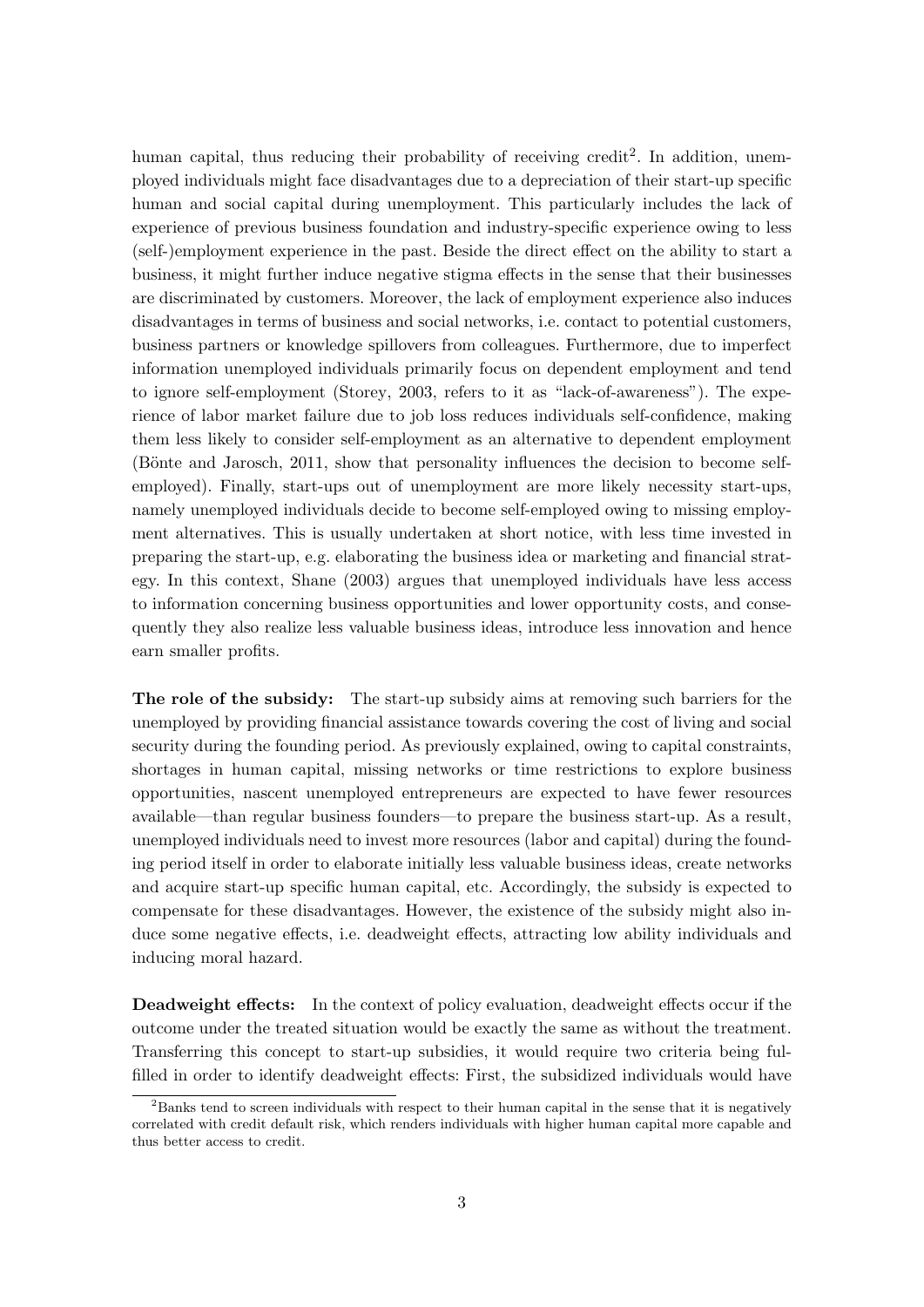human capital, thus reducing their probability of receiving credit[2]. In addition, unemployed individuals might face disadvantages due to a depreciation of their start-up specific human and social capital during unemployment. This particularly includes the lack of experience of previous business foundation and industry-specific experience owing to less (self-)employment experience in the past. Beside the direct effect on the ability to start a business, it might further induce negative stigma effects in the sense that their businesses are discriminated by customers. Moreover, the lack of employment experience also induces disadvantages in terms of business and social networks, i.e. contact to potential customers, business partners or knowledge spillovers from colleagues. Furthermore, due to imperfect information unemployed individuals primarily focus on dependent employment and tend to ignore self-employment (Storey, 2003, refers to it as "lack-of-awareness"). The experience of labor market failure due to job loss reduces individuals self-confidence, making them less likely to consider self-employment as an alternative to dependent employment (Bönte and Jarosch, 2011, show that personality influences the decision to become self-employed). Finally, start-ups out of unemployment are more likely necessity start-ups, namely unemployed individuals decide to become self-employed owing to missing employment alternatives. This is usually undertaken at short notice, with less time invested in preparing the start-up, e.g. elaborating the business idea or marketing and financial strategy. In this context, Shane (2003) argues that unemployed individuals have less access to information concerning business opportunities and lower opportunity costs, and consequently they also realize less valuable business ideas, introduce less innovation and hence earn smaller profits.

**The role of the subsidy:** The start-up subsidy aims at removing such barriers for the unemployed by providing financial assistance towards covering the cost of living and social security during the founding period. As previously explained, owing to capital constraints, shortages in human capital, missing networks or time restrictions to explore business opportunities, nascent unemployed entrepreneurs are expected to have fewer resources available—than regular business founders—to prepare the business start-up. As a result, unemployed individuals need to invest more resources (labor and capital) during the founding period itself in order to elaborate initially less valuable business ideas, create networks and acquire start-up specific human capital, etc. Accordingly, the subsidy is expected to compensate for these disadvantages. However, the existence of the subsidy might also induce some negative effects, i.e. deadweight effects, attracting low ability individuals and inducing moral hazard.

**Deadweight effects:** In the context of policy evaluation, deadweight effects occur if the outcome under the treated situation would be exactly the same as without the treatment. Transferring this concept to start-up subsidies, it would require two criteria being fulfilled in order to identify deadweight effects: First, the subsidized individuals would have

[2] Banks tend to screen individuals with respect to their human capital in the sense that it is negatively correlated with credit default risk, which renders individuals with higher human capital more capable and thus better access to credit.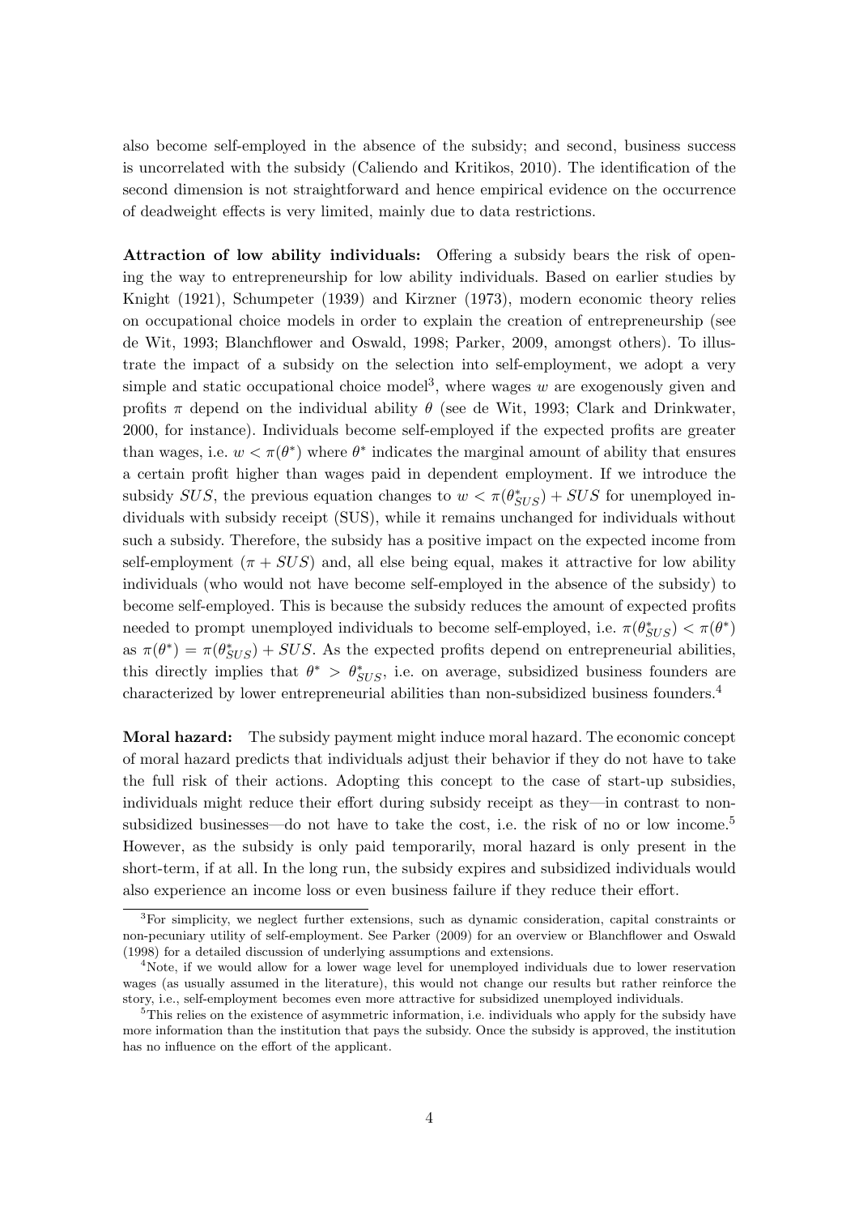also become self-employed in the absence of the subsidy; and second, business success is uncorrelated with the subsidy (Caliendo and Kritikos, 2010). The identification of the second dimension is not straightforward and hence empirical evidence on the occurrence of deadweight effects is very limited, mainly due to data restrictions.

**Attraction of low ability individuals:** Offering a subsidy bears the risk of opening the way to entrepreneurship for low ability individuals. Based on earlier studies by Knight (1921), Schumpeter (1939) and Kirzner (1973), modern economic theory relies on occupational choice models in order to explain the creation of entrepreneurship (see de Wit, 1993; Blanchflower and Oswald, 1998; Parker, 2009, amongst others). To illustrate the impact of a subsidy on the selection into self-employment, we adopt a very simple and static occupational choice model[3], where wages $w$ are exogenously given and profits $\pi$ depend on the individual ability $\theta$ (see de Wit, 1993; Clark and Drinkwater, 2000, for instance). Individuals become self-employed if the expected profits are greater than wages, i.e. $w < \pi(\theta^*)$ where $\theta^*$ indicates the marginal amount of ability that ensures a certain profit higher than wages paid in dependent employment. If we introduce the subsidy $SUS$, the previous equation changes to $w < \pi(\theta^*_{SUS}) + SUS$ for unemployed individuals with subsidy receipt (SUS), while it remains unchanged for individuals without such a subsidy. Therefore, the subsidy has a positive impact on the expected income from self-employment ($\pi + SUS$) and, all else being equal, makes it attractive for low ability individuals (who would not have become self-employed in the absence of the subsidy) to become self-employed. This is because the subsidy reduces the amount of expected profits needed to prompt unemployed individuals to become self-employed, i.e. $\pi(\theta^*_{SUS}) < \pi(\theta^*)$ as $\pi(\theta^*) = \pi(\theta^*_{SUS}) + SUS$. As the expected profits depend on entrepreneurial abilities, this directly implies that $\theta^* > \theta^*_{SUS}$, i.e. on average, subsidized business founders are characterized by lower entrepreneurial abilities than non-subsidized business founders.[4]

**Moral hazard:** The subsidy payment might induce moral hazard. The economic concept of moral hazard predicts that individuals adjust their behavior if they do not have to take the full risk of their actions. Adopting this concept to the case of start-up subsidies, individuals might reduce their effort during subsidy receipt as they—in contrast to non-subsidized businesses—do not have to take the cost, i.e. the risk of no or low income.[5] However, as the subsidy is only paid temporarily, moral hazard is only present in the short-term, if at all. In the long run, the subsidy expires and subsidized individuals would also experience an income loss or even business failure if they reduce their effort.

[3] For simplicity, we neglect further extensions, such as dynamic consideration, capital constraints or non-pecuniary utility of self-employment. See Parker (2009) for an overview or Blanchflower and Oswald (1998) for a detailed discussion of underlying assumptions and extensions.

[4] Note, if we would allow for a lower wage level for unemployed individuals due to lower reservation wages (as usually assumed in the literature), this would not change our results but rather reinforce the story, i.e., self-employment becomes even more attractive for subsidized unemployed individuals.

[5] This relies on the existence of asymmetric information, i.e. individuals who apply for the subsidy have more information than the institution that pays the subsidy. Once the subsidy is approved, the institution has no influence on the effort of the applicant.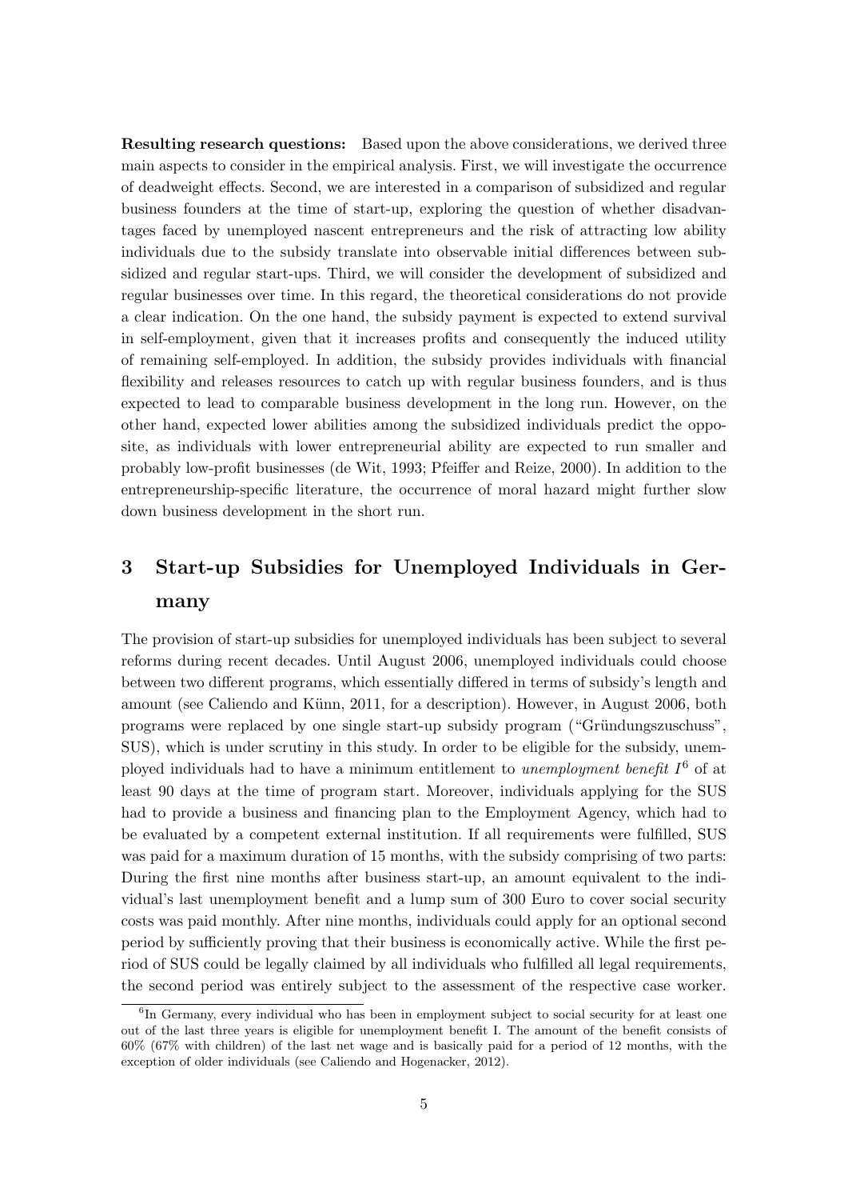**Resulting research questions:** Based upon the above considerations, we derived three main aspects to consider in the empirical analysis. First, we will investigate the occurrence of deadweight effects. Second, we are interested in a comparison of subsidized and regular business founders at the time of start-up, exploring the question of whether disadvantages faced by unemployed nascent entrepreneurs and the risk of attracting low ability individuals due to the subsidy translate into observable initial differences between subsidized and regular start-ups. Third, we will consider the development of subsidized and regular businesses over time. In this regard, the theoretical considerations do not provide a clear indication. On the one hand, the subsidy payment is expected to extend survival in self-employment, given that it increases profits and consequently the induced utility of remaining self-employed. In addition, the subsidy provides individuals with financial flexibility and releases resources to catch up with regular business founders, and is thus expected to lead to comparable business development in the long run. However, on the other hand, expected lower abilities among the subsidized individuals predict the opposite, as individuals with lower entrepreneurial ability are expected to run smaller and probably low-profit businesses (de Wit, 1993; Pfeiffer and Reize, 2000). In addition to the entrepreneurship-specific literature, the occurrence of moral hazard might further slow down business development in the short run.

# 3 Start-up Subsidies for Unemployed Individuals in Germany

The provision of start-up subsidies for unemployed individuals has been subject to several reforms during recent decades. Until August 2006, unemployed individuals could choose between two different programs, which essentially differed in terms of subsidy's length and amount (see Caliendo and Künn, 2011, for a description). However, in August 2006, both programs were replaced by one single start-up subsidy program ("Gründungszuschuss", SUS), which is under scrutiny in this study. In order to be eligible for the subsidy, unemployed individuals had to have a minimum entitlement to *unemployment benefit I*[6] of at least 90 days at the time of program start. Moreover, individuals applying for the SUS had to provide a business and financing plan to the Employment Agency, which had to be evaluated by a competent external institution. If all requirements were fulfilled, SUS was paid for a maximum duration of 15 months, with the subsidy comprising of two parts: During the first nine months after business start-up, an amount equivalent to the individual's last unemployment benefit and a lump sum of 300 Euro to cover social security costs was paid monthly. After nine months, individuals could apply for an optional second period by sufficiently proving that their business is economically active. While the first period of SUS could be legally claimed by all individuals who fulfilled all legal requirements, the second period was entirely subject to the assessment of the respective case worker.

[6] In Germany, every individual who has been in employment subject to social security for at least one out of the last three years is eligible for unemployment benefit I. The amount of the benefit consists of 60% (67% with children) of the last net wage and is basically paid for a period of 12 months, with the exception of older individuals (see Caliendo and Hogenacker, 2012).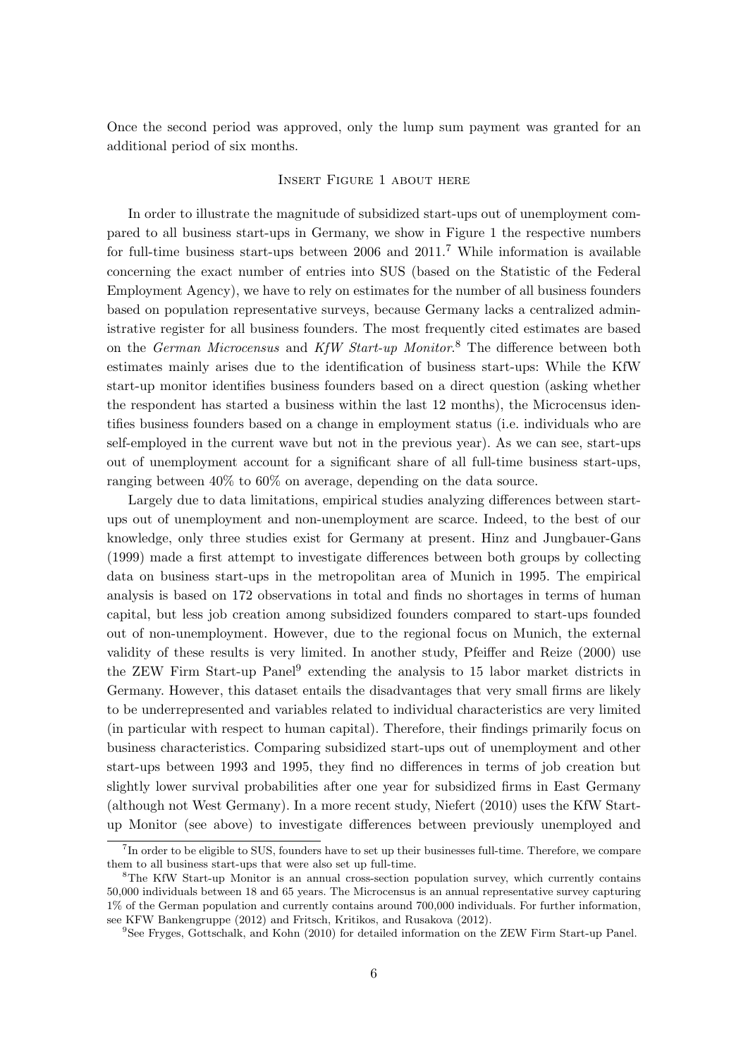Once the second period was approved, only the lump sum payment was granted for an additional period of six months.

INSERT FIGURE 1 ABOUT HERE

In order to illustrate the magnitude of subsidized start-ups out of unemployment compared to all business start-ups in Germany, we show in Figure 1 the respective numbers for full-time business start-ups between 2006 and 2011.[7] While information is available concerning the exact number of entries into SUS (based on the Statistic of the Federal Employment Agency), we have to rely on estimates for the number of all business founders based on population representative surveys, because Germany lacks a centralized administrative register for all business founders. The most frequently cited estimates are based on the *German Microcensus* and *KfW Start-up Monitor*.[8] The difference between both estimates mainly arises due to the identification of business start-ups: While the KfW start-up monitor identifies business founders based on a direct question (asking whether the respondent has started a business within the last 12 months), the Microcensus identifies business founders based on a change in employment status (i.e. individuals who are self-employed in the current wave but not in the previous year). As we can see, start-ups out of unemployment account for a significant share of all full-time business start-ups, ranging between 40% to 60% on average, depending on the data source.

Largely due to data limitations, empirical studies analyzing differences between start-ups out of unemployment and non-unemployment are scarce. Indeed, to the best of our knowledge, only three studies exist for Germany at present. Hinz and Jungbauer-Gans (1999) made a first attempt to investigate differences between both groups by collecting data on business start-ups in the metropolitan area of Munich in 1995. The empirical analysis is based on 172 observations in total and finds no shortages in terms of human capital, but less job creation among subsidized founders compared to start-ups founded out of non-unemployment. However, due to the regional focus on Munich, the external validity of these results is very limited. In another study, Pfeiffer and Reize (2000) use the ZEW Firm Start-up Panel[9] extending the analysis to 15 labor market districts in Germany. However, this dataset entails the disadvantages that very small firms are likely to be underrepresented and variables related to individual characteristics are very limited (in particular with respect to human capital). Therefore, their findings primarily focus on business characteristics. Comparing subsidized start-ups out of unemployment and other start-ups between 1993 and 1995, they find no differences in terms of job creation but slightly lower survival probabilities after one year for subsidized firms in East Germany (although not West Germany). In a more recent study, Niefert (2010) uses the KfW Start-up Monitor (see above) to investigate differences between previously unemployed and

[7] In order to be eligible to SUS, founders have to set up their businesses full-time. Therefore, we compare them to all business start-ups that were also set up full-time.

[8] The KfW Start-up Monitor is an annual cross-section population survey, which currently contains 50,000 individuals between 18 and 65 years. The Microcensus is an annual representative survey capturing 1% of the German population and currently contains around 700,000 individuals. For further information, see KFW Bankengruppe (2012) and Fritsch, Kritikos, and Rusakova (2012).

[9] See Fryges, Gottschalk, and Kohn (2010) for detailed information on the ZEW Firm Start-up Panel.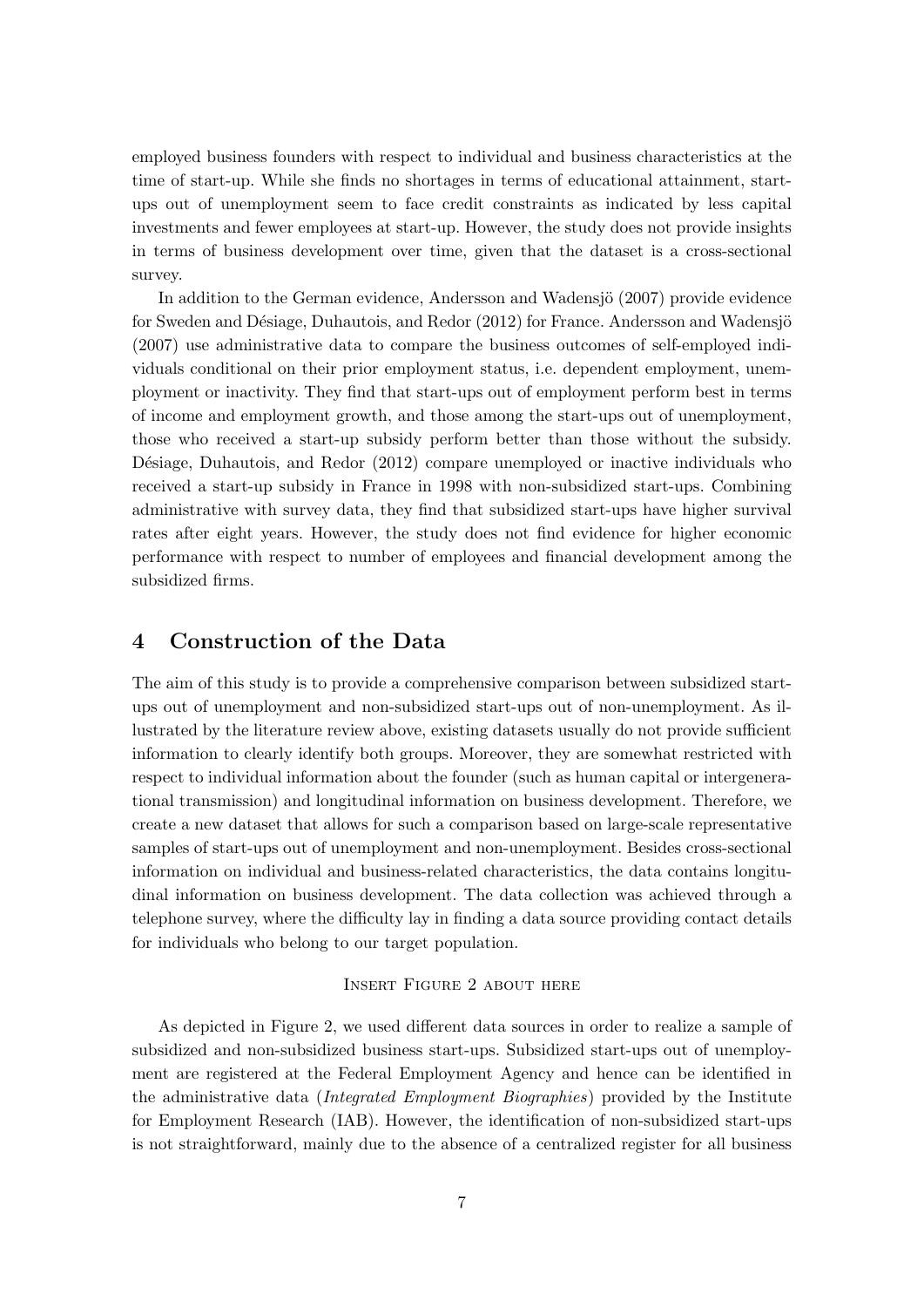employed business founders with respect to individual and business characteristics at the time of start-up. While she finds no shortages in terms of educational attainment, start-ups out of unemployment seem to face credit constraints as indicated by less capital investments and fewer employees at start-up. However, the study does not provide insights in terms of business development over time, given that the dataset is a cross-sectional survey.

In addition to the German evidence, Andersson and Wadensjö (2007) provide evidence for Sweden and Désiage, Duhautois, and Redor (2012) for France. Andersson and Wadensjö (2007) use administrative data to compare the business outcomes of self-employed individuals conditional on their prior employment status, i.e. dependent employment, unemployment or inactivity. They find that start-ups out of employment perform best in terms of income and employment growth, and those among the start-ups out of unemployment, those who received a start-up subsidy perform better than those without the subsidy. Désiage, Duhautois, and Redor (2012) compare unemployed or inactive individuals who received a start-up subsidy in France in 1998 with non-subsidized start-ups. Combining administrative with survey data, they find that subsidized start-ups have higher survival rates after eight years. However, the study does not find evidence for higher economic performance with respect to number of employees and financial development among the subsidized firms.

## 4 Construction of the Data

The aim of this study is to provide a comprehensive comparison between subsidized start-ups out of unemployment and non-subsidized start-ups out of non-unemployment. As illustrated by the literature review above, existing datasets usually do not provide sufficient information to clearly identify both groups. Moreover, they are somewhat restricted with respect to individual information about the founder (such as human capital or intergenerational transmission) and longitudinal information on business development. Therefore, we create a new dataset that allows for such a comparison based on large-scale representative samples of start-ups out of unemployment and non-unemployment. Besides cross-sectional information on individual and business-related characteristics, the data contains longitudinal information on business development. The data collection was achieved through a telephone survey, where the difficulty lay in finding a data source providing contact details for individuals who belong to our target population.

Insert Figure 2 about here

As depicted in Figure 2, we used different data sources in order to realize a sample of subsidized and non-subsidized business start-ups. Subsidized start-ups out of unemployment are registered at the Federal Employment Agency and hence can be identified in the administrative data (*Integrated Employment Biographies*) provided by the Institute for Employment Research (IAB). However, the identification of non-subsidized start-ups is not straightforward, mainly due to the absence of a centralized register for all business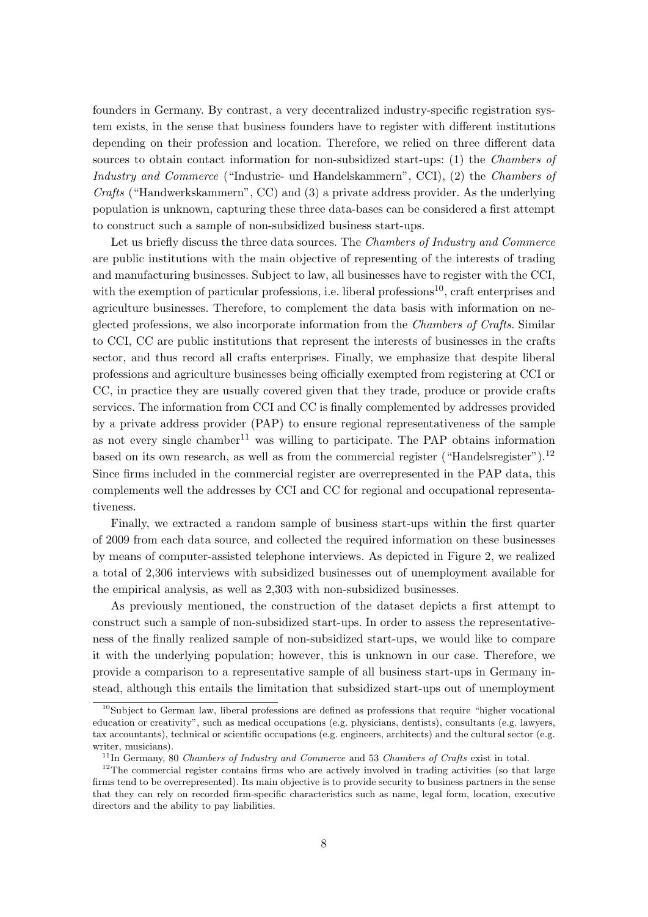founders in Germany. By contrast, a very decentralized industry-specific registration system exists, in the sense that business founders have to register with different institutions depending on their profession and location. Therefore, we relied on three different data sources to obtain contact information for non-subsidized start-ups: (1) the *Chambers of Industry and Commerce* ("Industrie- und Handelskammern", CCI), (2) the *Chambers of Crafts* ("Handwerkskammern", CC) and (3) a private address provider. As the underlying population is unknown, capturing these three data-bases can be considered a first attempt to construct such a sample of non-subsidized business start-ups.

Let us briefly discuss the three data sources. The *Chambers of Industry and Commerce* are public institutions with the main objective of representing of the interests of trading and manufacturing businesses. Subject to law, all businesses have to register with the CCI, with the exemption of particular professions, i.e. liberal professions[10], craft enterprises and agriculture businesses. Therefore, to complement the data basis with information on neglected professions, we also incorporate information from the *Chambers of Crafts*. Similar to CCI, CC are public institutions that represent the interests of businesses in the crafts sector, and thus record all crafts enterprises. Finally, we emphasize that despite liberal professions and agriculture businesses being officially exempted from registering at CCI or CC, in practice they are usually covered given that they trade, produce or provide crafts services. The information from CCI and CC is finally complemented by addresses provided by a private address provider (PAP) to ensure regional representativeness of the sample as not every single chamber[11] was willing to participate. The PAP obtains information based on its own research, as well as from the commercial register ("Handelsregister").[12] Since firms included in the commercial register are overrepresented in the PAP data, this complements well the addresses by CCI and CC for regional and occupational representativeness.

Finally, we extracted a random sample of business start-ups within the first quarter of 2009 from each data source, and collected the required information on these businesses by means of computer-assisted telephone interviews. As depicted in Figure 2, we realized a total of 2,306 interviews with subsidized businesses out of unemployment available for the empirical analysis, as well as 2,303 with non-subsidized businesses.

As previously mentioned, the construction of the dataset depicts a first attempt to construct such a sample of non-subsidized start-ups. In order to assess the representativeness of the finally realized sample of non-subsidized start-ups, we would like to compare it with the underlying population; however, this is unknown in our case. Therefore, we provide a comparison to a representative sample of all business start-ups in Germany instead, although this entails the limitation that subsidized start-ups out of unemployment

---

[10] Subject to German law, liberal professions are defined as professions that require "higher vocational education or creativity", such as medical occupations (e.g. physicians, dentists), consultants (e.g. lawyers, tax accountants), technical or scientific occupations (e.g. engineers, architects) and the cultural sector (e.g. writer, musicians).

[11] In Germany, 80 *Chambers of Industry and Commerce* and 53 *Chambers of Crafts* exist in total.

[12] The commercial register contains firms who are actively involved in trading activities (so that large firms tend to be overrepresented). Its main objective is to provide security to business partners in the sense that they can rely on recorded firm-specific characteristics such as name, legal form, location, executive directors and the ability to pay liabilities.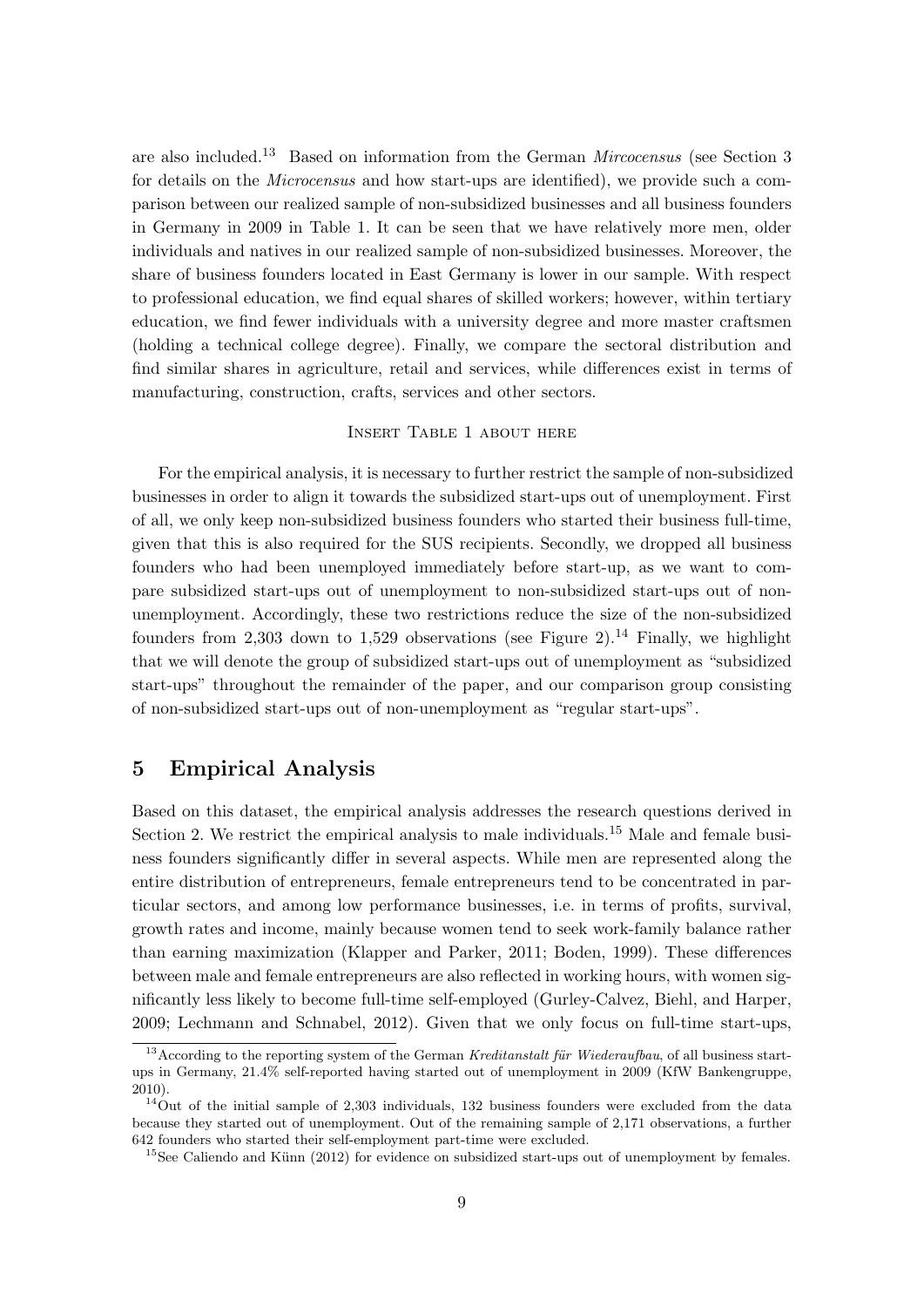are also included.[13] Based on information from the German *Mircocensus* (see Section 3 for details on the *Microcensus* and how start-ups are identified), we provide such a comparison between our realized sample of non-subsidized businesses and all business founders in Germany in 2009 in Table 1. It can be seen that we have relatively more men, older individuals and natives in our realized sample of non-subsidized businesses. Moreover, the share of business founders located in East Germany is lower in our sample. With respect to professional education, we find equal shares of skilled workers; however, within tertiary education, we find fewer individuals with a university degree and more master craftsmen (holding a technical college degree). Finally, we compare the sectoral distribution and find similar shares in agriculture, retail and services, while differences exist in terms of manufacturing, construction, crafts, services and other sectors.

INSERT TABLE 1 ABOUT HERE

For the empirical analysis, it is necessary to further restrict the sample of non-subsidized businesses in order to align it towards the subsidized start-ups out of unemployment. First of all, we only keep non-subsidized business founders who started their business full-time, given that this is also required for the SUS recipients. Secondly, we dropped all business founders who had been unemployed immediately before start-up, as we want to compare subsidized start-ups out of unemployment to non-subsidized start-ups out of non-unemployment. Accordingly, these two restrictions reduce the size of the non-subsidized founders from 2,303 down to 1,529 observations (see Figure 2).[14] Finally, we highlight that we will denote the group of subsidized start-ups out of unemployment as "subsidized start-ups" throughout the remainder of the paper, and our comparison group consisting of non-subsidized start-ups out of non-unemployment as "regular start-ups".

## 5 Empirical Analysis

Based on this dataset, the empirical analysis addresses the research questions derived in Section 2. We restrict the empirical analysis to male individuals.[15] Male and female business founders significantly differ in several aspects. While men are represented along the entire distribution of entrepreneurs, female entrepreneurs tend to be concentrated in particular sectors, and among low performance businesses, i.e. in terms of profits, survival, growth rates and income, mainly because women tend to seek work-family balance rather than earning maximization (Klapper and Parker, 2011; Boden, 1999). These differences between male and female entrepreneurs are also reflected in working hours, with women significantly less likely to become full-time self-employed (Gurley-Calvez, Biehl, and Harper, 2009; Lechmann and Schnabel, 2012). Given that we only focus on full-time start-ups,

[13] According to the reporting system of the German *Kreditanstalt für Wiederaufbau*, of all business start-ups in Germany, 21.4% self-reported having started out of unemployment in 2009 (KfW Bankengruppe, 2010).

[14] Out of the initial sample of 2,303 individuals, 132 business founders were excluded from the data because they started out of unemployment. Out of the remaining sample of 2,171 observations, a further 642 founders who started their self-employment part-time were excluded.

[15] See Caliendo and Künn (2012) for evidence on subsidized start-ups out of unemployment by females.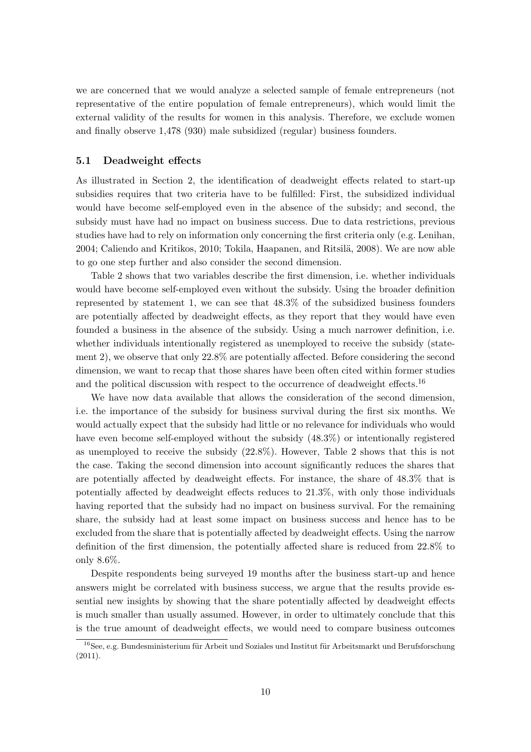we are concerned that we would analyze a selected sample of female entrepreneurs (not representative of the entire population of female entrepreneurs), which would limit the external validity of the results for women in this analysis. Therefore, we exclude women and finally observe 1,478 (930) male subsidized (regular) business founders.

### 5.1 Deadweight effects

As illustrated in Section 2, the identification of deadweight effects related to start-up subsidies requires that two criteria have to be fulfilled: First, the subsidized individual would have become self-employed even in the absence of the subsidy; and second, the subsidy must have had no impact on business success. Due to data restrictions, previous studies have had to rely on information only concerning the first criteria only (e.g. Lenihan, 2004; Caliendo and Kritikos, 2010; Tokila, Haapanen, and Ritsilä, 2008). We are now able to go one step further and also consider the second dimension.

Table 2 shows that two variables describe the first dimension, i.e. whether individuals would have become self-employed even without the subsidy. Using the broader definition represented by statement 1, we can see that 48.3% of the subsidized business founders are potentially affected by deadweight effects, as they report that they would have even founded a business in the absence of the subsidy. Using a much narrower definition, i.e. whether individuals intentionally registered as unemployed to receive the subsidy (statement 2), we observe that only 22.8% are potentially affected. Before considering the second dimension, we want to recap that those shares have been often cited within former studies and the political discussion with respect to the occurrence of deadweight effects.[16]

We have now data available that allows the consideration of the second dimension, i.e. the importance of the subsidy for business survival during the first six months. We would actually expect that the subsidy had little or no relevance for individuals who would have even become self-employed without the subsidy (48.3%) or intentionally registered as unemployed to receive the subsidy (22.8%). However, Table 2 shows that this is not the case. Taking the second dimension into account significantly reduces the shares that are potentially affected by deadweight effects. For instance, the share of 48.3% that is potentially affected by deadweight effects reduces to 21.3%, with only those individuals having reported that the subsidy had no impact on business survival. For the remaining share, the subsidy had at least some impact on business success and hence has to be excluded from the share that is potentially affected by deadweight effects. Using the narrow definition of the first dimension, the potentially affected share is reduced from 22.8% to only 8.6%.

Despite respondents being surveyed 19 months after the business start-up and hence answers might be correlated with business success, we argue that the results provide essential new insights by showing that the share potentially affected by deadweight effects is much smaller than usually assumed. However, in order to ultimately conclude that this is the true amount of deadweight effects, we would need to compare business outcomes

[16] See, e.g. Bundesministerium für Arbeit und Soziales und Institut für Arbeitsmarkt und Berufsforschung (2011).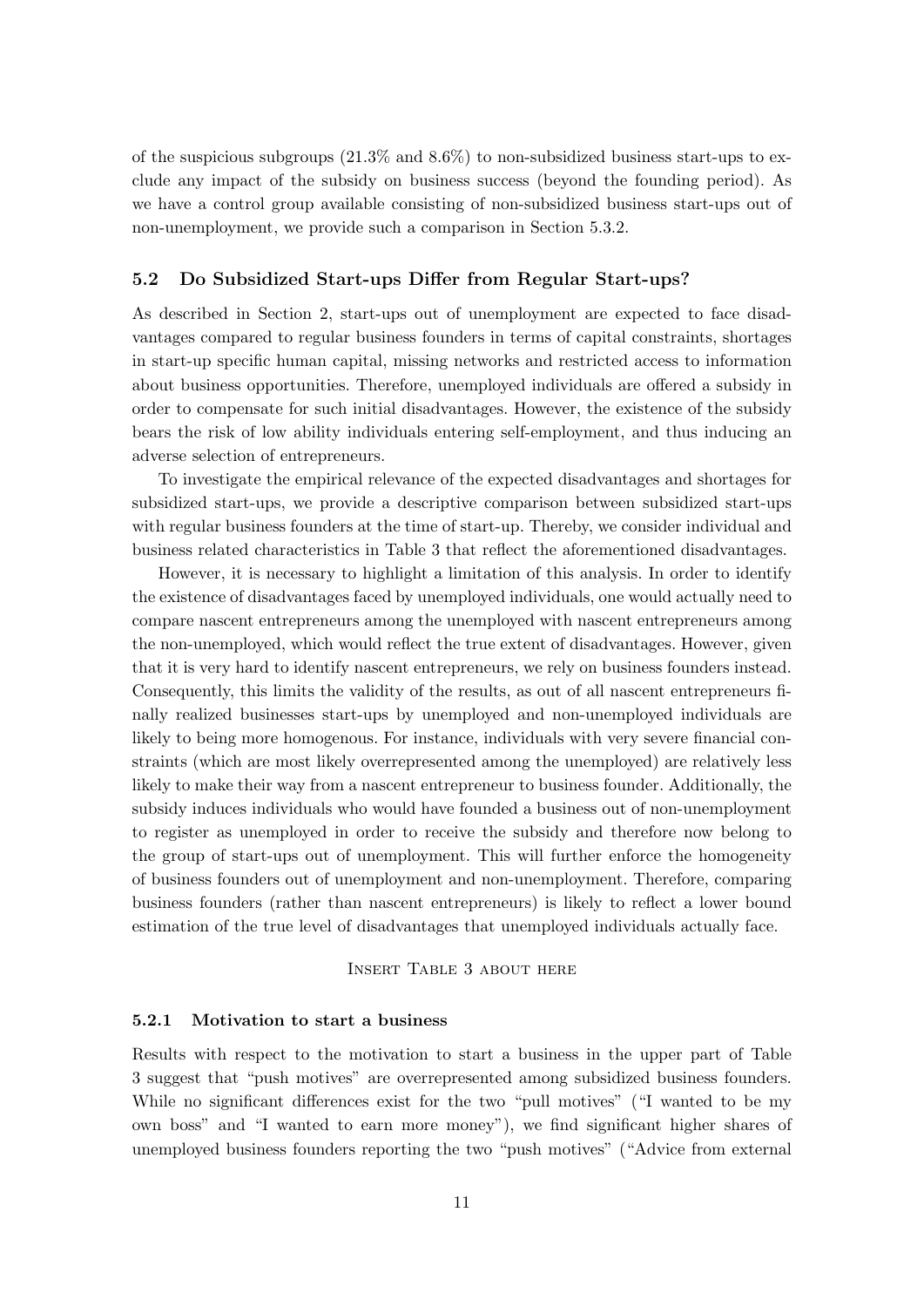of the suspicious subgroups (21.3% and 8.6%) to non-subsidized business start-ups to exclude any impact of the subsidy on business success (beyond the founding period). As we have a control group available consisting of non-subsidized business start-ups out of non-unemployment, we provide such a comparison in Section 5.3.2.

## 5.2 Do Subsidized Start-ups Differ from Regular Start-ups?

As described in Section 2, start-ups out of unemployment are expected to face disadvantages compared to regular business founders in terms of capital constraints, shortages in start-up specific human capital, missing networks and restricted access to information about business opportunities. Therefore, unemployed individuals are offered a subsidy in order to compensate for such initial disadvantages. However, the existence of the subsidy bears the risk of low ability individuals entering self-employment, and thus inducing an adverse selection of entrepreneurs.

To investigate the empirical relevance of the expected disadvantages and shortages for subsidized start-ups, we provide a descriptive comparison between subsidized start-ups with regular business founders at the time of start-up. Thereby, we consider individual and business related characteristics in Table 3 that reflect the aforementioned disadvantages.

However, it is necessary to highlight a limitation of this analysis. In order to identify the existence of disadvantages faced by unemployed individuals, one would actually need to compare nascent entrepreneurs among the unemployed with nascent entrepreneurs among the non-unemployed, which would reflect the true extent of disadvantages. However, given that it is very hard to identify nascent entrepreneurs, we rely on business founders instead. Consequently, this limits the validity of the results, as out of all nascent entrepreneurs finally realized businesses start-ups by unemployed and non-unemployed individuals are likely to being more homogenous. For instance, individuals with very severe financial constraints (which are most likely overrepresented among the unemployed) are relatively less likely to make their way from a nascent entrepreneur to business founder. Additionally, the subsidy induces individuals who would have founded a business out of non-unemployment to register as unemployed in order to receive the subsidy and therefore now belong to the group of start-ups out of unemployment. This will further enforce the homogeneity of business founders out of unemployment and non-unemployment. Therefore, comparing business founders (rather than nascent entrepreneurs) is likely to reflect a lower bound estimation of the true level of disadvantages that unemployed individuals actually face.

Insert Table 3 about here

### 5.2.1 Motivation to start a business

Results with respect to the motivation to start a business in the upper part of Table 3 suggest that "push motives" are overrepresented among subsidized business founders. While no significant differences exist for the two "pull motives" ("I wanted to be my own boss" and "I wanted to earn more money"), we find significant higher shares of unemployed business founders reporting the two "push motives" ("Advice from external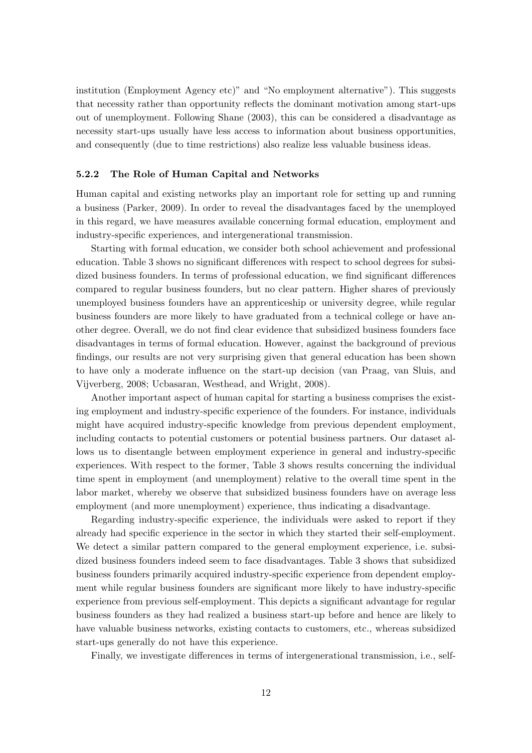institution (Employment Agency etc)" and "No employment alternative"). This suggests that necessity rather than opportunity reflects the dominant motivation among start-ups out of unemployment. Following Shane (2003), this can be considered a disadvantage as necessity start-ups usually have less access to information about business opportunities, and consequently (due to time restrictions) also realize less valuable business ideas.

### 5.2.2 The Role of Human Capital and Networks

Human capital and existing networks play an important role for setting up and running a business (Parker, 2009). In order to reveal the disadvantages faced by the unemployed in this regard, we have measures available concerning formal education, employment and industry-specific experiences, and intergenerational transmission.

Starting with formal education, we consider both school achievement and professional education. Table 3 shows no significant differences with respect to school degrees for subsidized business founders. In terms of professional education, we find significant differences compared to regular business founders, but no clear pattern. Higher shares of previously unemployed business founders have an apprenticeship or university degree, while regular business founders are more likely to have graduated from a technical college or have another degree. Overall, we do not find clear evidence that subsidized business founders face disadvantages in terms of formal education. However, against the background of previous findings, our results are not very surprising given that general education has been shown to have only a moderate influence on the start-up decision (van Praag, van Sluis, and Vijverberg, 2008; Ucbasaran, Westhead, and Wright, 2008).

Another important aspect of human capital for starting a business comprises the existing employment and industry-specific experience of the founders. For instance, individuals might have acquired industry-specific knowledge from previous dependent employment, including contacts to potential customers or potential business partners. Our dataset allows us to disentangle between employment experience in general and industry-specific experiences. With respect to the former, Table 3 shows results concerning the individual time spent in employment (and unemployment) relative to the overall time spent in the labor market, whereby we observe that subsidized business founders have on average less employment (and more unemployment) experience, thus indicating a disadvantage.

Regarding industry-specific experience, the individuals were asked to report if they already had specific experience in the sector in which they started their self-employment. We detect a similar pattern compared to the general employment experience, i.e. subsidized business founders indeed seem to face disadvantages. Table 3 shows that subsidized business founders primarily acquired industry-specific experience from dependent employment while regular business founders are significant more likely to have industry-specific experience from previous self-employment. This depicts a significant advantage for regular business founders as they had realized a business start-up before and hence are likely to have valuable business networks, existing contacts to customers, etc., whereas subsidized start-ups generally do not have this experience.

Finally, we investigate differences in terms of intergenerational transmission, i.e., self-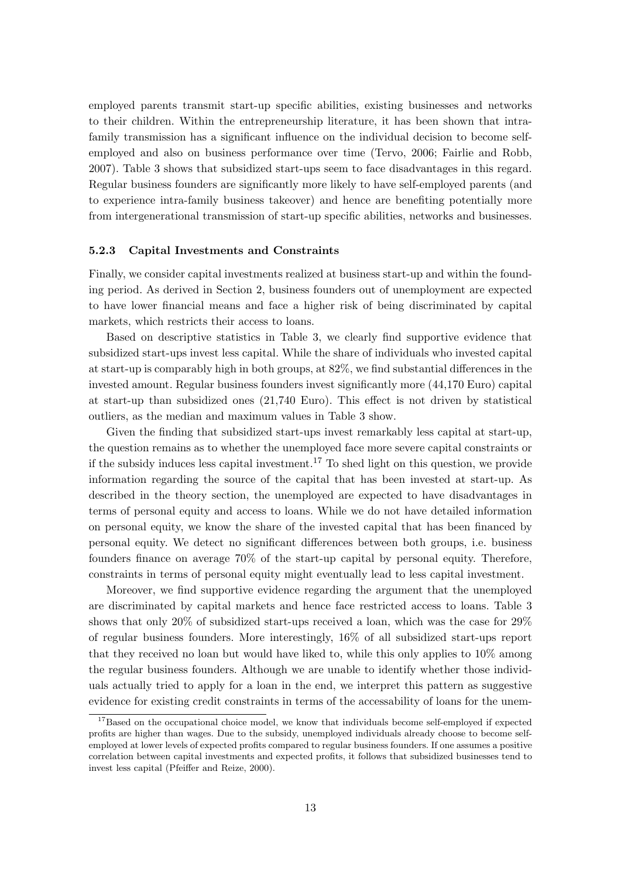employed parents transmit start-up specific abilities, existing businesses and networks to their children. Within the entrepreneurship literature, it has been shown that intra-family transmission has a significant influence on the individual decision to become self-employed and also on business performance over time (Tervo, 2006; Fairlie and Robb, 2007). Table 3 shows that subsidized start-ups seem to face disadvantages in this regard. Regular business founders are significantly more likely to have self-employed parents (and to experience intra-family business takeover) and hence are benefiting potentially more from intergenerational transmission of start-up specific abilities, networks and businesses.

### 5.2.3 Capital Investments and Constraints

Finally, we consider capital investments realized at business start-up and within the founding period. As derived in Section 2, business founders out of unemployment are expected to have lower financial means and face a higher risk of being discriminated by capital markets, which restricts their access to loans.

Based on descriptive statistics in Table 3, we clearly find supportive evidence that subsidized start-ups invest less capital. While the share of individuals who invested capital at start-up is comparably high in both groups, at 82%, we find substantial differences in the invested amount. Regular business founders invest significantly more (44,170 Euro) capital at start-up than subsidized ones (21,740 Euro). This effect is not driven by statistical outliers, as the median and maximum values in Table 3 show.

Given the finding that subsidized start-ups invest remarkably less capital at start-up, the question remains as to whether the unemployed face more severe capital constraints or if the subsidy induces less capital investment.[17] To shed light on this question, we provide information regarding the source of the capital that has been invested at start-up. As described in the theory section, the unemployed are expected to have disadvantages in terms of personal equity and access to loans. While we do not have detailed information on personal equity, we know the share of the invested capital that has been financed by personal equity. We detect no significant differences between both groups, i.e. business founders finance on average 70% of the start-up capital by personal equity. Therefore, constraints in terms of personal equity might eventually lead to less capital investment.

Moreover, we find supportive evidence regarding the argument that the unemployed are discriminated by capital markets and hence face restricted access to loans. Table 3 shows that only 20% of subsidized start-ups received a loan, which was the case for 29% of regular business founders. More interestingly, 16% of all subsidized start-ups report that they received no loan but would have liked to, while this only applies to 10% among the regular business founders. Although we are unable to identify whether those individuals actually tried to apply for a loan in the end, we interpret this pattern as suggestive evidence for existing credit constraints in terms of the accessability of loans for the unem-

[17] Based on the occupational choice model, we know that individuals become self-employed if expected profits are higher than wages. Due to the subsidy, unemployed individuals already choose to become self-employed at lower levels of expected profits compared to regular business founders. If one assumes a positive correlation between capital investments and expected profits, it follows that subsidized businesses tend to invest less capital (Pfeiffer and Reize, 2000).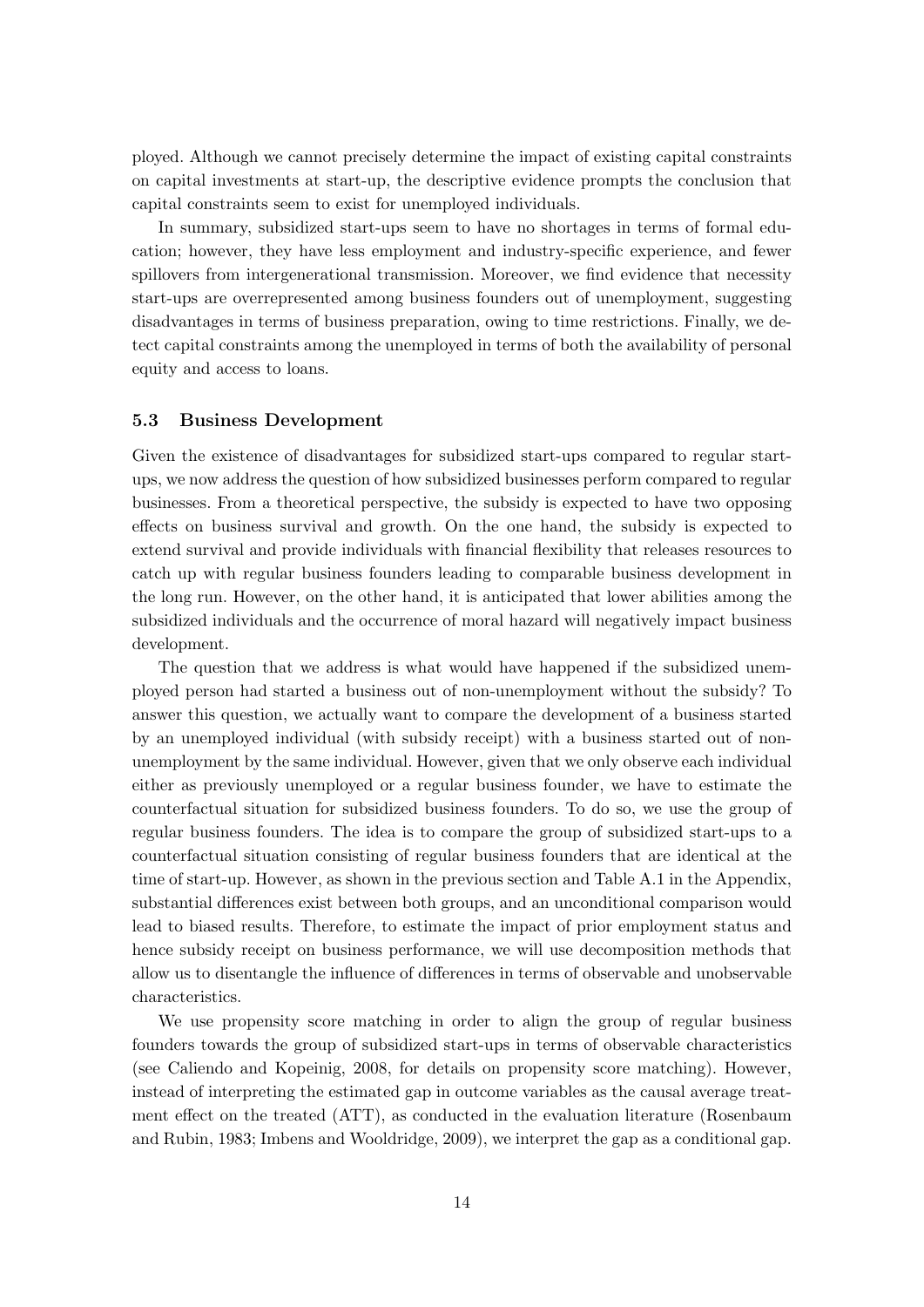ployed. Although we cannot precisely determine the impact of existing capital constraints on capital investments at start-up, the descriptive evidence prompts the conclusion that capital constraints seem to exist for unemployed individuals.

In summary, subsidized start-ups seem to have no shortages in terms of formal education; however, they have less employment and industry-specific experience, and fewer spillovers from intergenerational transmission. Moreover, we find evidence that necessity start-ups are overrepresented among business founders out of unemployment, suggesting disadvantages in terms of business preparation, owing to time restrictions. Finally, we detect capital constraints among the unemployed in terms of both the availability of personal equity and access to loans.

### 5.3 Business Development

Given the existence of disadvantages for subsidized start-ups compared to regular start-ups, we now address the question of how subsidized businesses perform compared to regular businesses. From a theoretical perspective, the subsidy is expected to have two opposing effects on business survival and growth. On the one hand, the subsidy is expected to extend survival and provide individuals with financial flexibility that releases resources to catch up with regular business founders leading to comparable business development in the long run. However, on the other hand, it is anticipated that lower abilities among the subsidized individuals and the occurrence of moral hazard will negatively impact business development.

The question that we address is what would have happened if the subsidized unemployed person had started a business out of non-unemployment without the subsidy? To answer this question, we actually want to compare the development of a business started by an unemployed individual (with subsidy receipt) with a business started out of non-unemployment by the same individual. However, given that we only observe each individual either as previously unemployed or a regular business founder, we have to estimate the counterfactual situation for subsidized business founders. To do so, we use the group of regular business founders. The idea is to compare the group of subsidized start-ups to a counterfactual situation consisting of regular business founders that are identical at the time of start-up. However, as shown in the previous section and Table A.1 in the Appendix, substantial differences exist between both groups, and an unconditional comparison would lead to biased results. Therefore, to estimate the impact of prior employment status and hence subsidy receipt on business performance, we will use decomposition methods that allow us to disentangle the influence of differences in terms of observable and unobservable characteristics.

We use propensity score matching in order to align the group of regular business founders towards the group of subsidized start-ups in terms of observable characteristics (see Caliendo and Kopeinig, 2008, for details on propensity score matching). However, instead of interpreting the estimated gap in outcome variables as the causal average treatment effect on the treated (ATT), as conducted in the evaluation literature (Rosenbaum and Rubin, 1983; Imbens and Wooldridge, 2009), we interpret the gap as a conditional gap.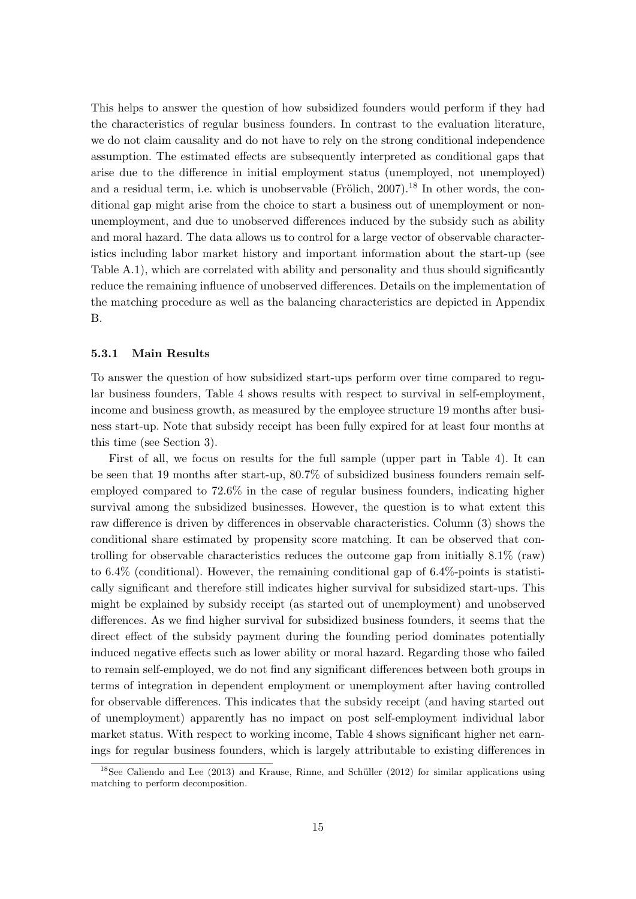This helps to answer the question of how subsidized founders would perform if they had the characteristics of regular business founders. In contrast to the evaluation literature, we do not claim causality and do not have to rely on the strong conditional independence assumption. The estimated effects are subsequently interpreted as conditional gaps that arise due to the difference in initial employment status (unemployed, not unemployed) and a residual term, i.e. which is unobservable (Frölich, 2007).[18] In other words, the conditional gap might arise from the choice to start a business out of unemployment or non-unemployment, and due to unobserved differences induced by the subsidy such as ability and moral hazard. The data allows us to control for a large vector of observable characteristics including labor market history and important information about the start-up (see Table A.1), which are correlated with ability and personality and thus should significantly reduce the remaining influence of unobserved differences. Details on the implementation of the matching procedure as well as the balancing characteristics are depicted in Appendix B.

### 5.3.1 Main Results

To answer the question of how subsidized start-ups perform over time compared to regular business founders, Table 4 shows results with respect to survival in self-employment, income and business growth, as measured by the employee structure 19 months after business start-up. Note that subsidy receipt has been fully expired for at least four months at this time (see Section 3).

First of all, we focus on results for the full sample (upper part in Table 4). It can be seen that 19 months after start-up, 80.7% of subsidized business founders remain self-employed compared to 72.6% in the case of regular business founders, indicating higher survival among the subsidized businesses. However, the question is to what extent this raw difference is driven by differences in observable characteristics. Column (3) shows the conditional share estimated by propensity score matching. It can be observed that controlling for observable characteristics reduces the outcome gap from initially 8.1% (raw) to 6.4% (conditional). However, the remaining conditional gap of 6.4%-points is statistically significant and therefore still indicates higher survival for subsidized start-ups. This might be explained by subsidy receipt (as started out of unemployment) and unobserved differences. As we find higher survival for subsidized business founders, it seems that the direct effect of the subsidy payment during the founding period dominates potentially induced negative effects such as lower ability or moral hazard. Regarding those who failed to remain self-employed, we do not find any significant differences between both groups in terms of integration in dependent employment or unemployment after having controlled for observable differences. This indicates that the subsidy receipt (and having started out of unemployment) apparently has no impact on post self-employment individual labor market status. With respect to working income, Table 4 shows significant higher net earnings for regular business founders, which is largely attributable to existing differences in

[18] See Caliendo and Lee (2013) and Krause, Rinne, and Schüller (2012) for similar applications using matching to perform decomposition.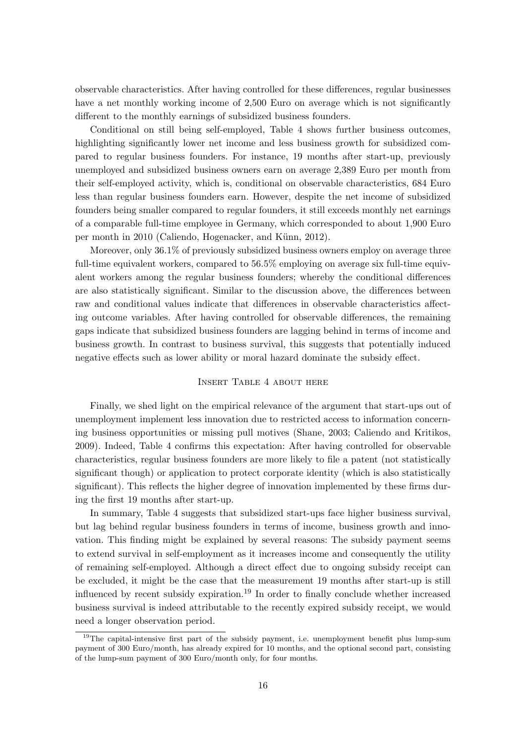observable characteristics. After having controlled for these differences, regular businesses have a net monthly working income of 2,500 Euro on average which is not significantly different to the monthly earnings of subsidized business founders.

Conditional on still being self-employed, Table 4 shows further business outcomes, highlighting significantly lower net income and less business growth for subsidized compared to regular business founders. For instance, 19 months after start-up, previously unemployed and subsidized business owners earn on average 2,389 Euro per month from their self-employed activity, which is, conditional on observable characteristics, 684 Euro less than regular business founders earn. However, despite the net income of subsidized founders being smaller compared to regular founders, it still exceeds monthly net earnings of a comparable full-time employee in Germany, which corresponded to about 1,900 Euro per month in 2010 (Caliendo, Hogenacker, and Künn, 2012).

Moreover, only 36.1% of previously subsidized business owners employ on average three full-time equivalent workers, compared to 56.5% employing on average six full-time equivalent workers among the regular business founders; whereby the conditional differences are also statistically significant. Similar to the discussion above, the differences between raw and conditional values indicate that differences in observable characteristics affecting outcome variables. After having controlled for observable differences, the remaining gaps indicate that subsidized business founders are lagging behind in terms of income and business growth. In contrast to business survival, this suggests that potentially induced negative effects such as lower ability or moral hazard dominate the subsidy effect.

Insert Table 4 about here

Finally, we shed light on the empirical relevance of the argument that start-ups out of unemployment implement less innovation due to restricted access to information concerning business opportunities or missing pull motives (Shane, 2003; Caliendo and Kritikos, 2009). Indeed, Table 4 confirms this expectation: After having controlled for observable characteristics, regular business founders are more likely to file a patent (not statistically significant though) or application to protect corporate identity (which is also statistically significant). This reflects the higher degree of innovation implemented by these firms during the first 19 months after start-up.

In summary, Table 4 suggests that subsidized start-ups face higher business survival, but lag behind regular business founders in terms of income, business growth and innovation. This finding might be explained by several reasons: The subsidy payment seems to extend survival in self-employment as it increases income and consequently the utility of remaining self-employed. Although a direct effect due to ongoing subsidy receipt can be excluded, it might be the case that the measurement 19 months after start-up is still influenced by recent subsidy expiration.[19] In order to finally conclude whether increased business survival is indeed attributable to the recently expired subsidy receipt, we would need a longer observation period.

[19] The capital-intensive first part of the subsidy payment, i.e. unemployment benefit plus lump-sum payment of 300 Euro/month, has already expired for 10 months, and the optional second part, consisting of the lump-sum payment of 300 Euro/month only, for four months.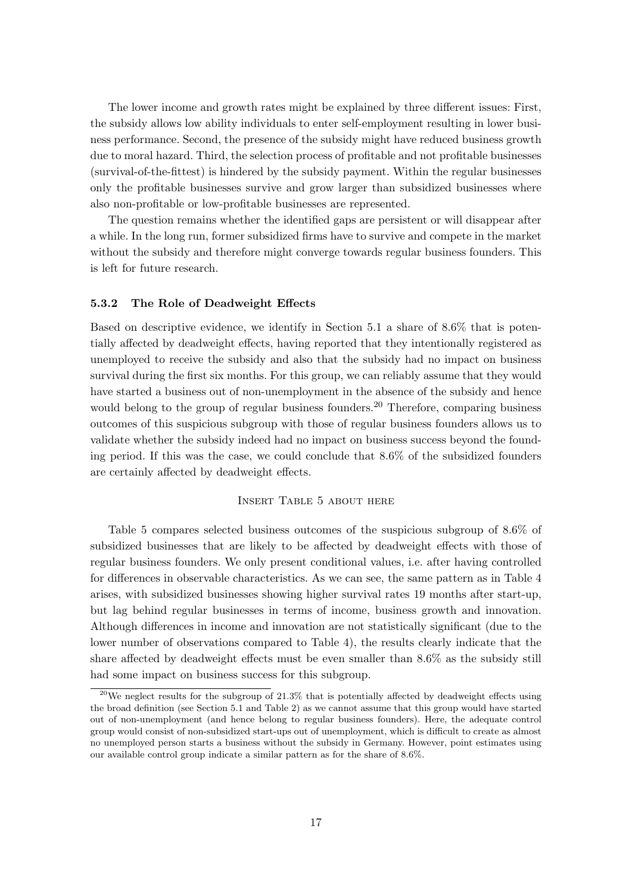The lower income and growth rates might be explained by three different issues: First, the subsidy allows low ability individuals to enter self-employment resulting in lower business performance. Second, the presence of the subsidy might have reduced business growth due to moral hazard. Third, the selection process of profitable and not profitable businesses (survival-of-the-fittest) is hindered by the subsidy payment. Within the regular businesses only the profitable businesses survive and grow larger than subsidized businesses where also non-profitable or low-profitable businesses are represented.

The question remains whether the identified gaps are persistent or will disappear after a while. In the long run, former subsidized firms have to survive and compete in the market without the subsidy and therefore might converge towards regular business founders. This is left for future research.

### 5.3.2 The Role of Deadweight Effects

Based on descriptive evidence, we identify in Section 5.1 a share of 8.6% that is potentially affected by deadweight effects, having reported that they intentionally registered as unemployed to receive the subsidy and also that the subsidy had no impact on business survival during the first six months. For this group, we can reliably assume that they would have started a business out of non-unemployment in the absence of the subsidy and hence would belong to the group of regular business founders.[20] Therefore, comparing business outcomes of this suspicious subgroup with those of regular business founders allows us to validate whether the subsidy indeed had no impact on business success beyond the founding period. If this was the case, we could conclude that 8.6% of the subsidized founders are certainly affected by deadweight effects.

Insert Table 5 about here

Table 5 compares selected business outcomes of the suspicious subgroup of 8.6% of subsidized businesses that are likely to be affected by deadweight effects with those of regular business founders. We only present conditional values, i.e. after having controlled for differences in observable characteristics. As we can see, the same pattern as in Table 4 arises, with subsidized businesses showing higher survival rates 19 months after start-up, but lag behind regular businesses in terms of income, business growth and innovation. Although differences in income and innovation are not statistically significant (due to the lower number of observations compared to Table 4), the results clearly indicate that the share affected by deadweight effects must be even smaller than 8.6% as the subsidy still had some impact on business success for this subgroup.

[20] We neglect results for the subgroup of 21.3% that is potentially affected by deadweight effects using the broad definition (see Section 5.1 and Table 2) as we cannot assume that this group would have started out of non-unemployment (and hence belong to regular business founders). Here, the adequate control group would consist of non-subsidized start-ups out of unemployment, which is difficult to create as almost no unemployed person starts a business without the subsidy in Germany. However, point estimates using our available control group indicate a similar pattern as for the share of 8.6%.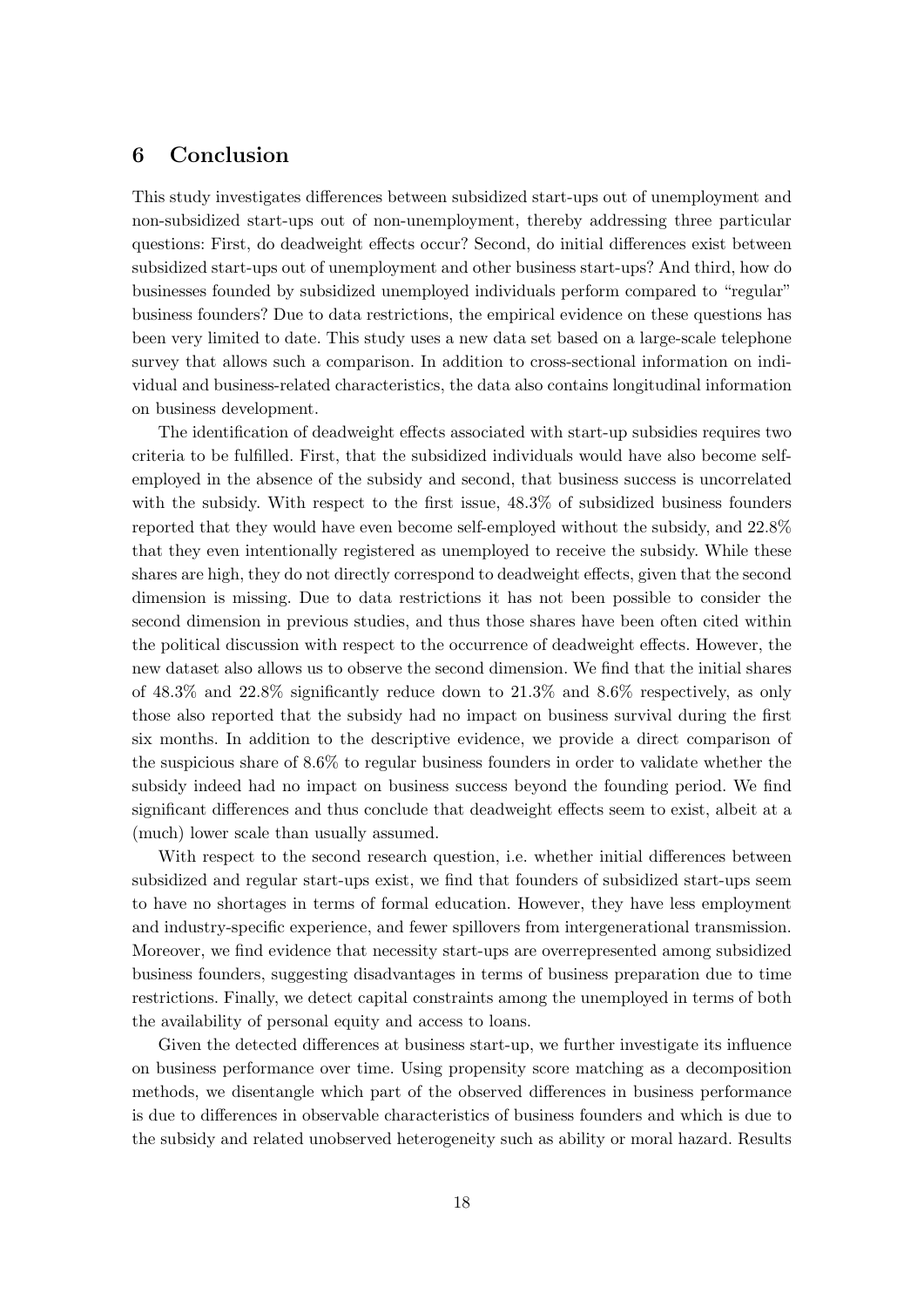## 6 Conclusion

This study investigates differences between subsidized start-ups out of unemployment and non-subsidized start-ups out of non-unemployment, thereby addressing three particular questions: First, do deadweight effects occur? Second, do initial differences exist between subsidized start-ups out of unemployment and other business start-ups? And third, how do businesses founded by subsidized unemployed individuals perform compared to "regular" business founders? Due to data restrictions, the empirical evidence on these questions has been very limited to date. This study uses a new data set based on a large-scale telephone survey that allows such a comparison. In addition to cross-sectional information on individual and business-related characteristics, the data also contains longitudinal information on business development.

The identification of deadweight effects associated with start-up subsidies requires two criteria to be fulfilled. First, that the subsidized individuals would have also become self-employed in the absence of the subsidy and second, that business success is uncorrelated with the subsidy. With respect to the first issue, 48.3% of subsidized business founders reported that they would have even become self-employed without the subsidy, and 22.8% that they even intentionally registered as unemployed to receive the subsidy. While these shares are high, they do not directly correspond to deadweight effects, given that the second dimension is missing. Due to data restrictions it has not been possible to consider the second dimension in previous studies, and thus those shares have been often cited within the political discussion with respect to the occurrence of deadweight effects. However, the new dataset also allows us to observe the second dimension. We find that the initial shares of 48.3% and 22.8% significantly reduce down to 21.3% and 8.6% respectively, as only those also reported that the subsidy had no impact on business survival during the first six months. In addition to the descriptive evidence, we provide a direct comparison of the suspicious share of 8.6% to regular business founders in order to validate whether the subsidy indeed had no impact on business success beyond the founding period. We find significant differences and thus conclude that deadweight effects seem to exist, albeit at a (much) lower scale than usually assumed.

With respect to the second research question, i.e. whether initial differences between subsidized and regular start-ups exist, we find that founders of subsidized start-ups seem to have no shortages in terms of formal education. However, they have less employment and industry-specific experience, and fewer spillovers from intergenerational transmission. Moreover, we find evidence that necessity start-ups are overrepresented among subsidized business founders, suggesting disadvantages in terms of business preparation due to time restrictions. Finally, we detect capital constraints among the unemployed in terms of both the availability of personal equity and access to loans.

Given the detected differences at business start-up, we further investigate its influence on business performance over time. Using propensity score matching as a decomposition methods, we disentangle which part of the observed differences in business performance is due to differences in observable characteristics of business founders and which is due to the subsidy and related unobserved heterogeneity such as ability or moral hazard. Results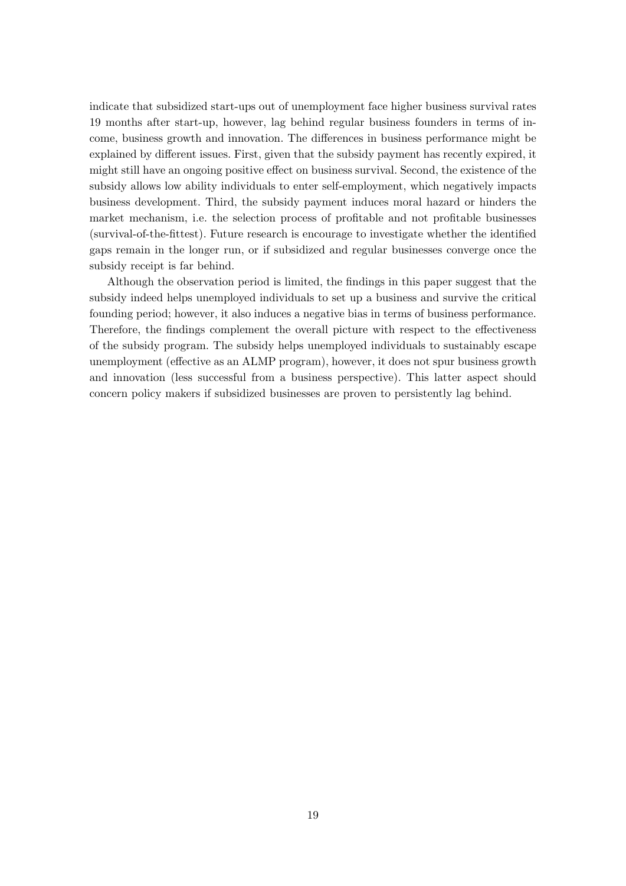indicate that subsidized start-ups out of unemployment face higher business survival rates 19 months after start-up, however, lag behind regular business founders in terms of income, business growth and innovation. The differences in business performance might be explained by different issues. First, given that the subsidy payment has recently expired, it might still have an ongoing positive effect on business survival. Second, the existence of the subsidy allows low ability individuals to enter self-employment, which negatively impacts business development. Third, the subsidy payment induces moral hazard or hinders the market mechanism, i.e. the selection process of profitable and not profitable businesses (survival-of-the-fittest). Future research is encourage to investigate whether the identified gaps remain in the longer run, or if subsidized and regular businesses converge once the subsidy receipt is far behind.

Although the observation period is limited, the findings in this paper suggest that the subsidy indeed helps unemployed individuals to set up a business and survive the critical founding period; however, it also induces a negative bias in terms of business performance. Therefore, the findings complement the overall picture with respect to the effectiveness of the subsidy program. The subsidy helps unemployed individuals to sustainably escape unemployment (effective as an ALMP program), however, it does not spur business growth and innovation (less successful from a business perspective). This latter aspect should concern policy makers if subsidized businesses are proven to persistently lag behind.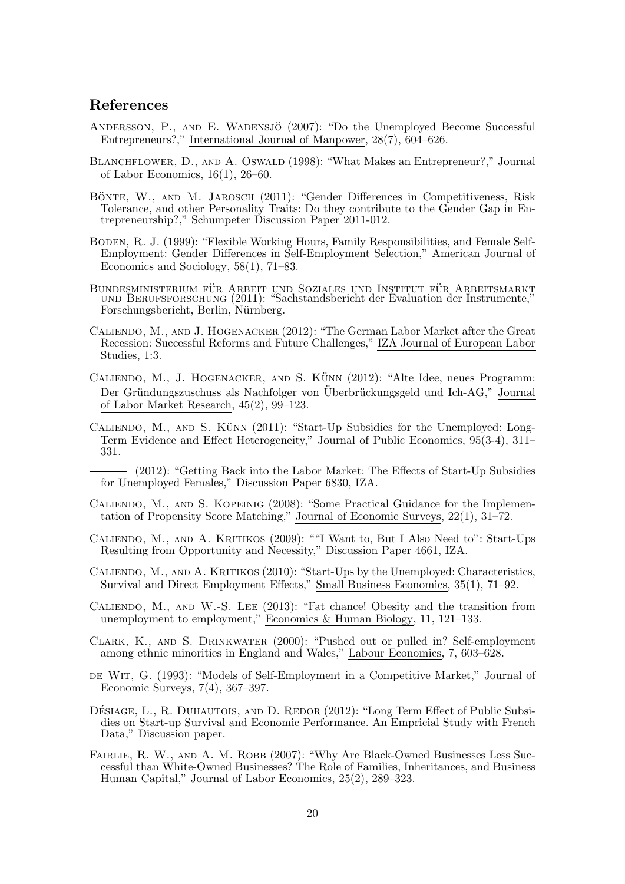## References

Andersson, P., and E. Wadensjö (2007): "Do the Unemployed Become Successful Entrepreneurs?," International Journal of Manpower, 28(7), 604–626.

Blanchflower, D., and A. Oswald (1998): "What Makes an Entrepreneur?," Journal of Labor Economics, 16(1), 26–60.

Bönte, W., and M. Jarosch (2011): "Gender Differences in Competitiveness, Risk Tolerance, and other Personality Traits: Do they contribute to the Gender Gap in Entrepreneurship?," Schumpeter Discussion Paper 2011-012.

Boden, R. J. (1999): "Flexible Working Hours, Family Responsibilities, and Female Self-Employment: Gender Differences in Self-Employment Selection," American Journal of Economics and Sociology, 58(1), 71–83.

Bundesministerium für Arbeit und Soziales und Institut für Arbeitsmarkt und Berufsforschung (2011): "Sachstandsbericht der Evaluation der Instrumente," Forschungsbericht, Berlin, Nürnberg.

Caliendo, M., and J. Hogenacker (2012): "The German Labor Market after the Great Recession: Successful Reforms and Future Challenges," IZA Journal of European Labor Studies, 1:3.

Caliendo, M., J. Hogenacker, and S. Künn (2012): "Alte Idee, neues Programm: Der Gründungszuschuss als Nachfolger von Überbrückungsgeld und Ich-AG," Journal of Labor Market Research, 45(2), 99–123.

Caliendo, M., and S. Künn (2011): "Start-Up Subsidies for the Unemployed: Long-Term Evidence and Effect Heterogeneity," Journal of Public Economics, 95(3-4), 311–331.

——— (2012): "Getting Back into the Labor Market: The Effects of Start-Up Subsidies for Unemployed Females," Discussion Paper 6830, IZA.

Caliendo, M., and S. Kopeinig (2008): "Some Practical Guidance for the Implementation of Propensity Score Matching," Journal of Economic Surveys, 22(1), 31–72.

Caliendo, M., and A. Kritikos (2009): ""I Want to, But I Also Need to": Start-Ups Resulting from Opportunity and Necessity," Discussion Paper 4661, IZA.

Caliendo, M., and A. Kritikos (2010): "Start-Ups by the Unemployed: Characteristics, Survival and Direct Employment Effects," Small Business Economics, 35(1), 71–92.

Caliendo, M., and W.-S. Lee (2013): "Fat chance! Obesity and the transition from unemployment to employment," Economics & Human Biology, 11, 121–133.

Clark, K., and S. Drinkwater (2000): "Pushed out or pulled in? Self-employment among ethnic minorities in England and Wales," Labour Economics, 7, 603–628.

de Wit, G. (1993): "Models of Self-Employment in a Competitive Market," Journal of Economic Surveys, 7(4), 367–397.

Désiage, L., R. Duhautois, and D. Redor (2012): "Long Term Effect of Public Subsidies on Start-up Survival and Economic Performance. An Empricial Study with French Data," Discussion paper.

Fairlie, R. W., and A. M. Robb (2007): "Why Are Black-Owned Businesses Less Successful than White-Owned Businesses? The Role of Families, Inheritances, and Business Human Capital," Journal of Labor Economics, 25(2), 289–323.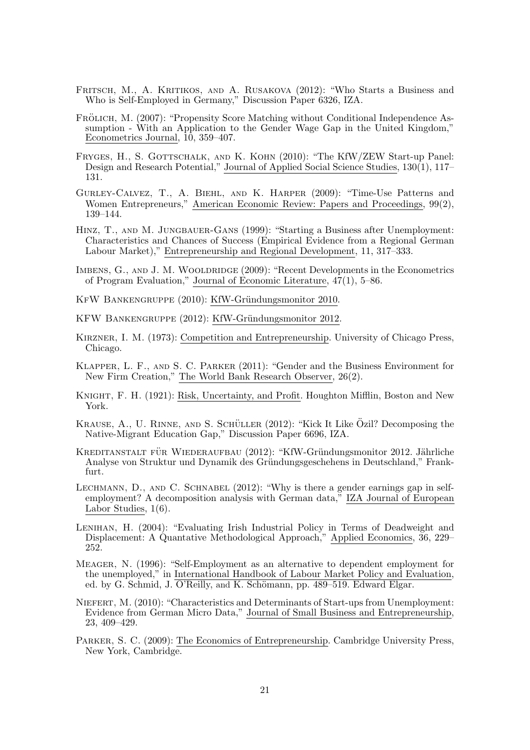Fritsch, M., A. Kritikos, and A. Rusakova (2012): "Who Starts a Business and Who is Self-Employed in Germany," Discussion Paper 6326, IZA.

Frölich, M. (2007): "Propensity Score Matching without Conditional Independence Assumption - With an Application to the Gender Wage Gap in the United Kingdom," Econometrics Journal, 10, 359–407.

Fryges, H., S. Gottschalk, and K. Kohn (2010): "The KfW/ZEW Start-up Panel: Design and Research Potential," Journal of Applied Social Science Studies, 130(1), 117–131.

Gurley-Calvez, T., A. Biehl, and K. Harper (2009): "Time-Use Patterns and Women Entrepreneurs," American Economic Review: Papers and Proceedings, 99(2), 139–144.

Hinz, T., and M. Jungbauer-Gans (1999): "Starting a Business after Unemployment: Characteristics and Chances of Success (Empirical Evidence from a Regional German Labour Market)," Entrepreneurship and Regional Development, 11, 317–333.

Imbens, G., and J. M. Wooldridge (2009): "Recent Developments in the Econometrics of Program Evaluation," Journal of Economic Literature, 47(1), 5–86.

KfW Bankengruppe (2010): KfW-Gründungsmonitor 2010.

KFW Bankengruppe (2012): KfW-Gründungsmonitor 2012.

Kirzner, I. M. (1973): Competition and Entrepreneurship. University of Chicago Press, Chicago.

Klapper, L. F., and S. C. Parker (2011): "Gender and the Business Environment for New Firm Creation," The World Bank Research Observer, 26(2).

Knight, F. H. (1921): Risk, Uncertainty, and Profit. Houghton Mifflin, Boston and New York.

Krause, A., U. Rinne, and S. Schüller (2012): "Kick It Like Özil? Decomposing the Native-Migrant Education Gap," Discussion Paper 6696, IZA.

Kreditanstalt für Wiederaufbau (2012): "KfW-Gründungsmonitor 2012. Jährliche Analyse von Struktur und Dynamik des Gründungsgeschehens in Deutschland," Frankfurt.

Lechmann, D., and C. Schnabel (2012): "Why is there a gender earnings gap in self-employment? A decomposition analysis with German data," IZA Journal of European Labor Studies, 1(6).

Lenihan, H. (2004): "Evaluating Irish Industrial Policy in Terms of Deadweight and Displacement: A Quantative Methodological Approach," Applied Economics, 36, 229–252.

Meager, N. (1996): "Self-Employment as an alternative to dependent employment for the unemployed," in International Handbook of Labour Market Policy and Evaluation, ed. by G. Schmid, J. O'Reilly, and K. Schömann, pp. 489–519. Edward Elgar.

Niefert, M. (2010): "Characteristics and Determinants of Start-ups from Unemployment: Evidence from German Micro Data," Journal of Small Business and Entrepreneurship, 23, 409–429.

Parker, S. C. (2009): The Economics of Entrepreneurship. Cambridge University Press, New York, Cambridge.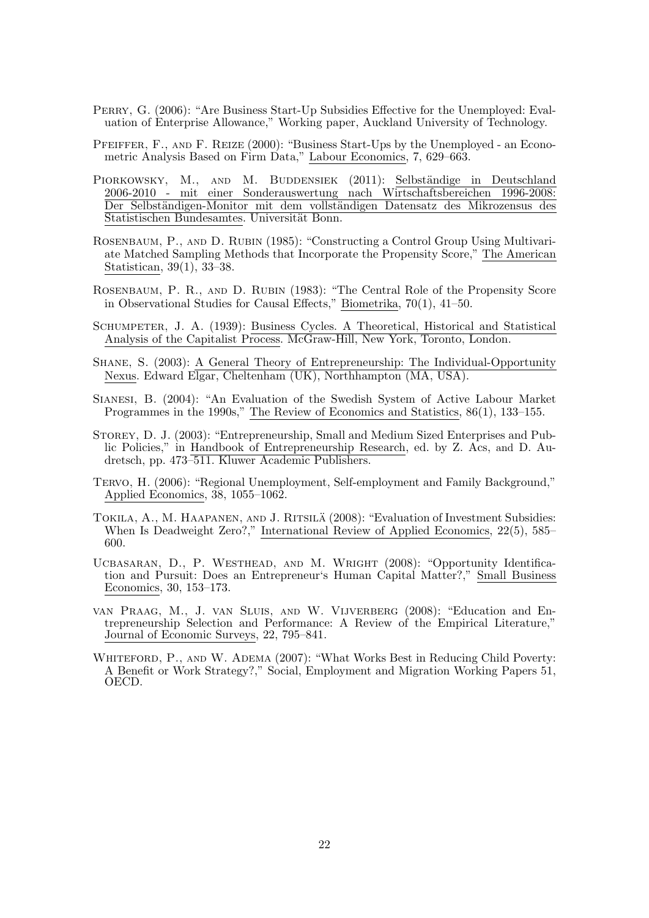Perry, G. (2006): "Are Business Start-Up Subsidies Effective for the Unemployed: Evaluation of Enterprise Allowance," Working paper, Auckland University of Technology.

Pfeiffer, F., and F. Reize (2000): "Business Start-Ups by the Unemployed - an Econometric Analysis Based on Firm Data," Labour Economics, 7, 629–663.

Piorkowsky, M., and M. Buddensiek (2011): Selbständige in Deutschland 2006-2010 - mit einer Sonderauswertung nach Wirtschaftsbereichen 1996-2008: Der Selbständigen-Monitor mit dem vollständigen Datensatz des Mikrozensus des Statistischen Bundesamtes. Universität Bonn.

Rosenbaum, P., and D. Rubin (1985): "Constructing a Control Group Using Multivariate Matched Sampling Methods that Incorporate the Propensity Score," The American Statistican, 39(1), 33–38.

Rosenbaum, P. R., and D. Rubin (1983): "The Central Role of the Propensity Score in Observational Studies for Causal Effects," Biometrika, 70(1), 41–50.

Schumpeter, J. A. (1939): Business Cycles. A Theoretical, Historical and Statistical Analysis of the Capitalist Process. McGraw-Hill, New York, Toronto, London.

Shane, S. (2003): A General Theory of Entrepreneurship: The Individual-Opportunity Nexus. Edward Elgar, Cheltenham (UK), Northhampton (MA, USA).

Sianesi, B. (2004): "An Evaluation of the Swedish System of Active Labour Market Programmes in the 1990s," The Review of Economics and Statistics, 86(1), 133–155.

Storey, D. J. (2003): "Entrepreneurship, Small and Medium Sized Enterprises and Public Policies," in Handbook of Entrepreneurship Research, ed. by Z. Acs, and D. Audretsch, pp. 473–511. Kluwer Academic Publishers.

Tervo, H. (2006): "Regional Unemployment, Self-employment and Family Background," Applied Economics, 38, 1055–1062.

Tokila, A., M. Haapanen, and J. Ritsilä (2008): "Evaluation of Investment Subsidies: When Is Deadweight Zero?," International Review of Applied Economics, 22(5), 585–600.

Ucbasaran, D., P. Westhead, and M. Wright (2008): "Opportunity Identification and Pursuit: Does an Entrepreneur's Human Capital Matter?," Small Business Economics, 30, 153–173.

van Praag, M., J. van Sluis, and W. Vijverberg (2008): "Education and Entrepreneurship Selection and Performance: A Review of the Empirical Literature," Journal of Economic Surveys, 22, 795–841.

Whiteford, P., and W. Adema (2007): "What Works Best in Reducing Child Poverty: A Benefit or Work Strategy?," Social, Employment and Migration Working Papers 51, OECD.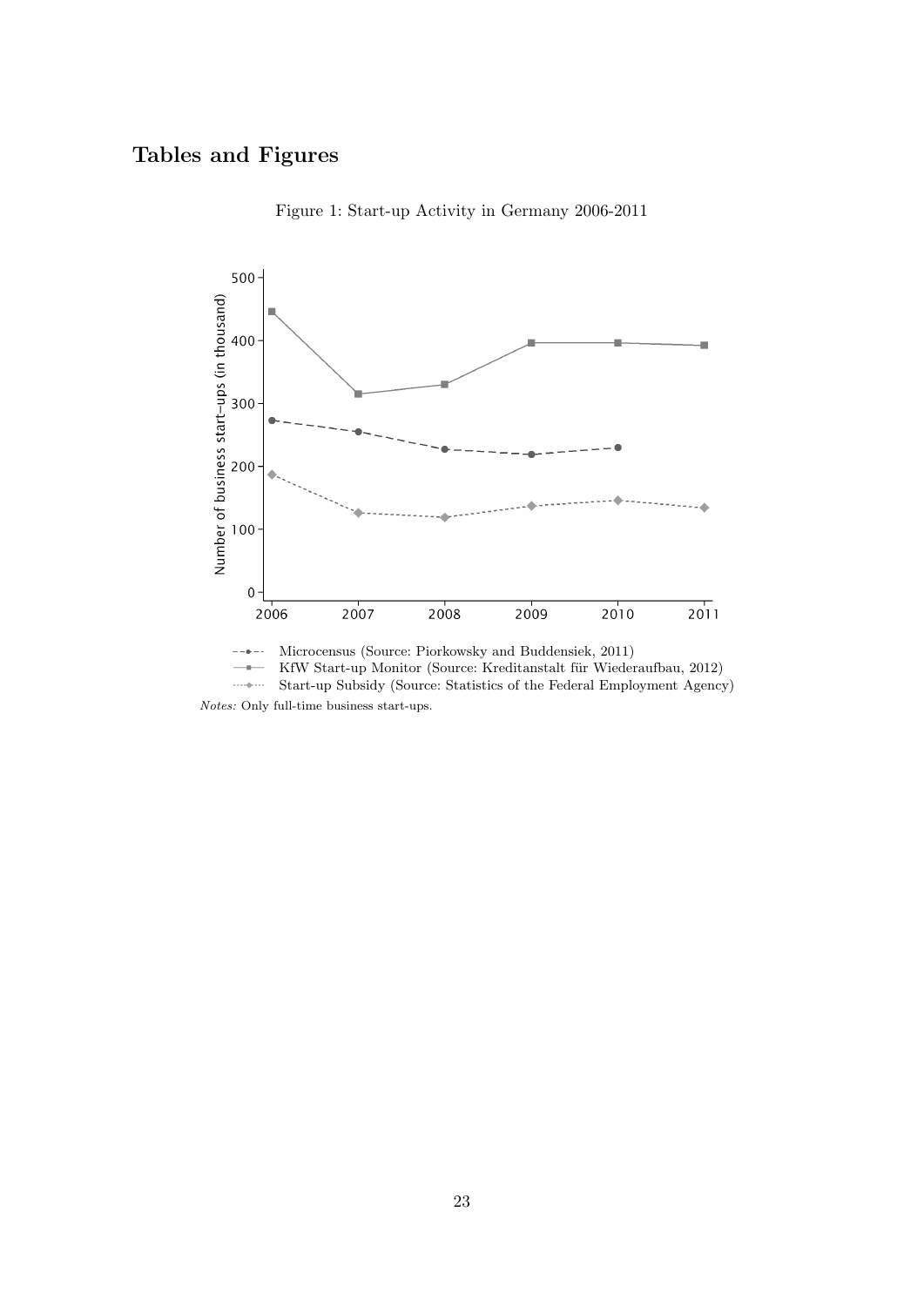# Tables and Figures

Figure 1: Start-up Activity in Germany 2006-2011

Microcensus (Source: Piorkowsky and Buddensiek, 2011)
KfW Start-up Monitor (Source: Kreditanstalt für Wiederaufbau, 2012)
Start-up Subsidy (Source: Statistics of the Federal Employment Agency)

*Notes:* Only full-time business start-ups.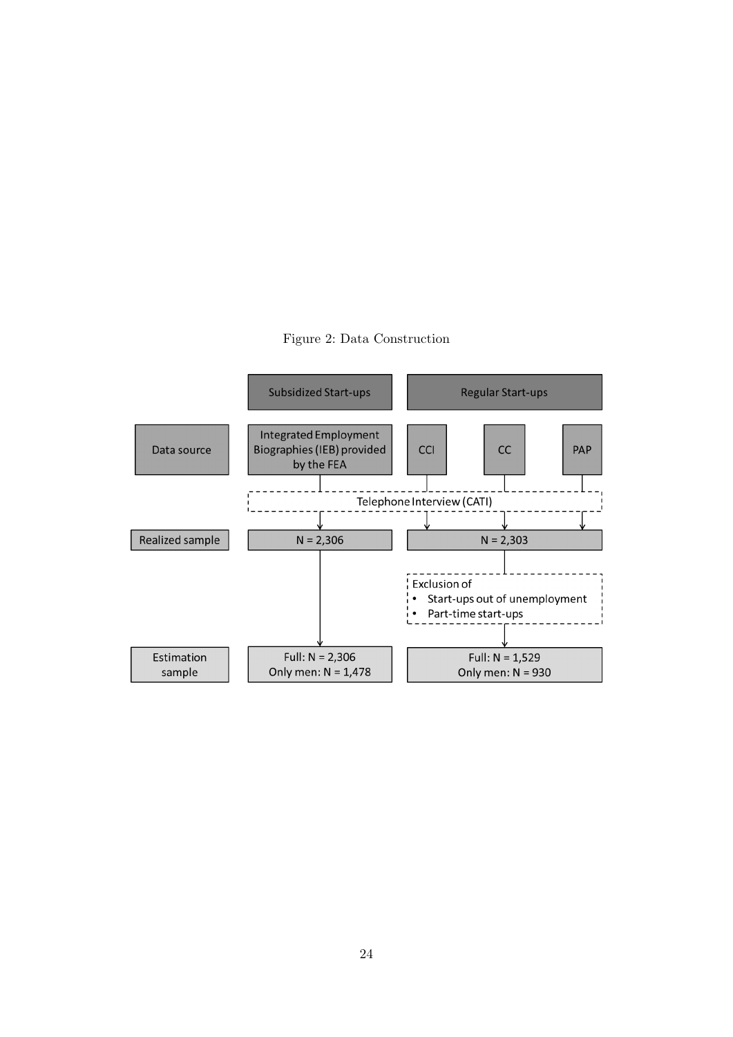Figure 2: Data Construction

| | Subsidized Start-ups | Regular Start-ups | | |
|---|---|---|---|---|
| Data source | Integrated Employment Biographies (IEB) provided by the FEA | CCI | CC | PAP |
| | Telephone Interview (CATI) | | | |
| Realized sample | N = 2,306 | N = 2,303 | | |
| | | Exclusion of<br>• Start-ups out of unemployment<br>• Part-time start-ups | | |
| Estimation sample | Full: N = 2,306<br>Only men: N = 1,478 | Full: N = 1,529<br>Only men: N = 930 | | |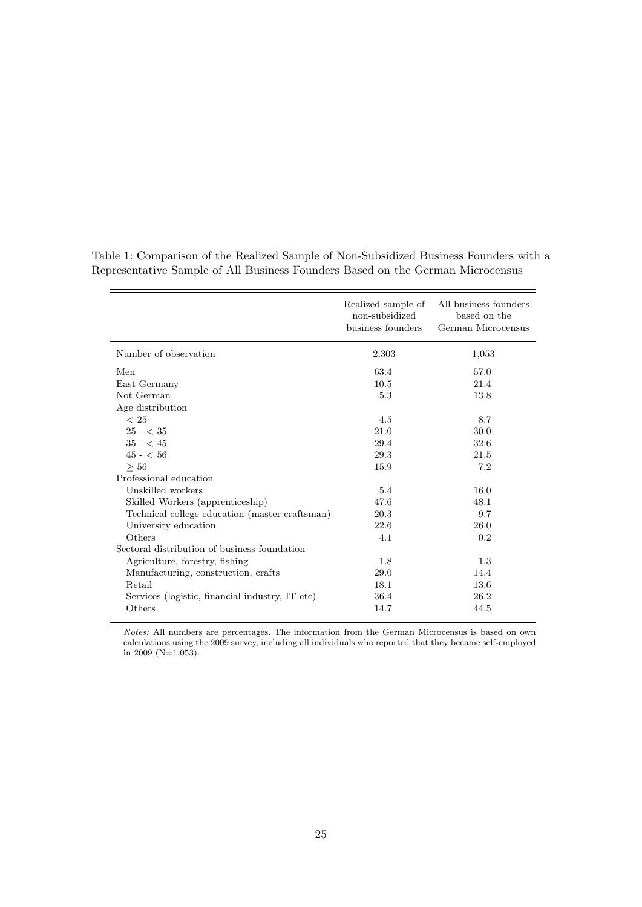Table 1: Comparison of the Realized Sample of Non-Subsidized Business Founders with a Representative Sample of All Business Founders Based on the German Microcensus

| | Realized sample of non-subsidized business founders | All business founders based on the German Microcensus |
|---|---|---|
| Number of observation | 2,303 | 1,053 |
| Men | 63.4 | 57.0 |
| East Germany | 10.5 | 21.4 |
| Not German | 5.3 | 13.8 |
| Age distribution | | |
| $< 25$ | 4.5 | 8.7 |
| $25$ - $< 35$ | 21.0 | 30.0 |
| $35$ - $< 45$ | 29.4 | 32.6 |
| $45$ - $< 56$ | 29.3 | 21.5 |
| $\geq 56$ | 15.9 | 7.2 |
| Professional education | | |
| Unskilled workers | 5.4 | 16.0 |
| Skilled Workers (apprenticeship) | 47.6 | 48.1 |
| Technical college education (master craftsman) | 20.3 | 9.7 |
| University education | 22.6 | 26.0 |
| Others | 4.1 | 0.2 |
| Sectoral distribution of business foundation | | |
| Agriculture, forestry, fishing | 1.8 | 1.3 |
| Manufacturing, construction, crafts | 29.0 | 14.4 |
| Retail | 18.1 | 13.6 |
| Services (logistic, financial industry, IT etc) | 36.4 | 26.2 |
| Others | 14.7 | 44.5 |

*Notes:* All numbers are percentages. The information from the German Microcensus is based on own calculations using the 2009 survey, including all individuals who reported that they became self-employed in 2009 (N=1,053).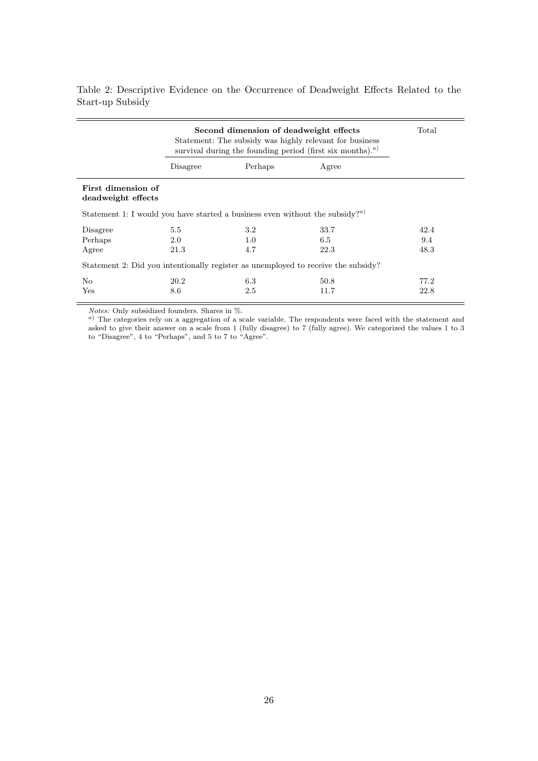Table 2: Descriptive Evidence on the Occurrence of Deadweight Effects Related to the Start-up Subsidy

| | **Second dimension of deadweight effects** Statement: The subsidy was highly relevant for business survival during the founding period (first six months).[a] | | | Total |
|---|---|---|---|---|
| | Disagree | Perhaps | Agree | |
| **First dimension of deadweight effects** | | | | |
| Statement 1: I would you have started a business even without the subsidy?[a] | | | | |
| Disagree | 5.5 | 3.2 | 33.7 | 42.4 |
| Perhaps | 2.0 | 1.0 | 6.5 | 9.4 |
| Agree | 21.3 | 4.7 | 22.3 | 48.3 |
| Statement 2: Did you intentionally register as unemployed to receive the subsidy? | | | | |
| No | 20.2 | 6.3 | 50.8 | 77.2 |
| Yes | 8.6 | 2.5 | 11.7 | 22.8 |

*Notes:* Only subsidized founders. Shares in %.
[a] The categories rely on a aggregation of a scale variable. The respondents were faced with the statement and asked to give their answer on a scale from 1 (fully disagree) to 7 (fully agree). We categorized the values 1 to 3 to "Disagree", 4 to "Perhaps", and 5 to 7 to "Agree".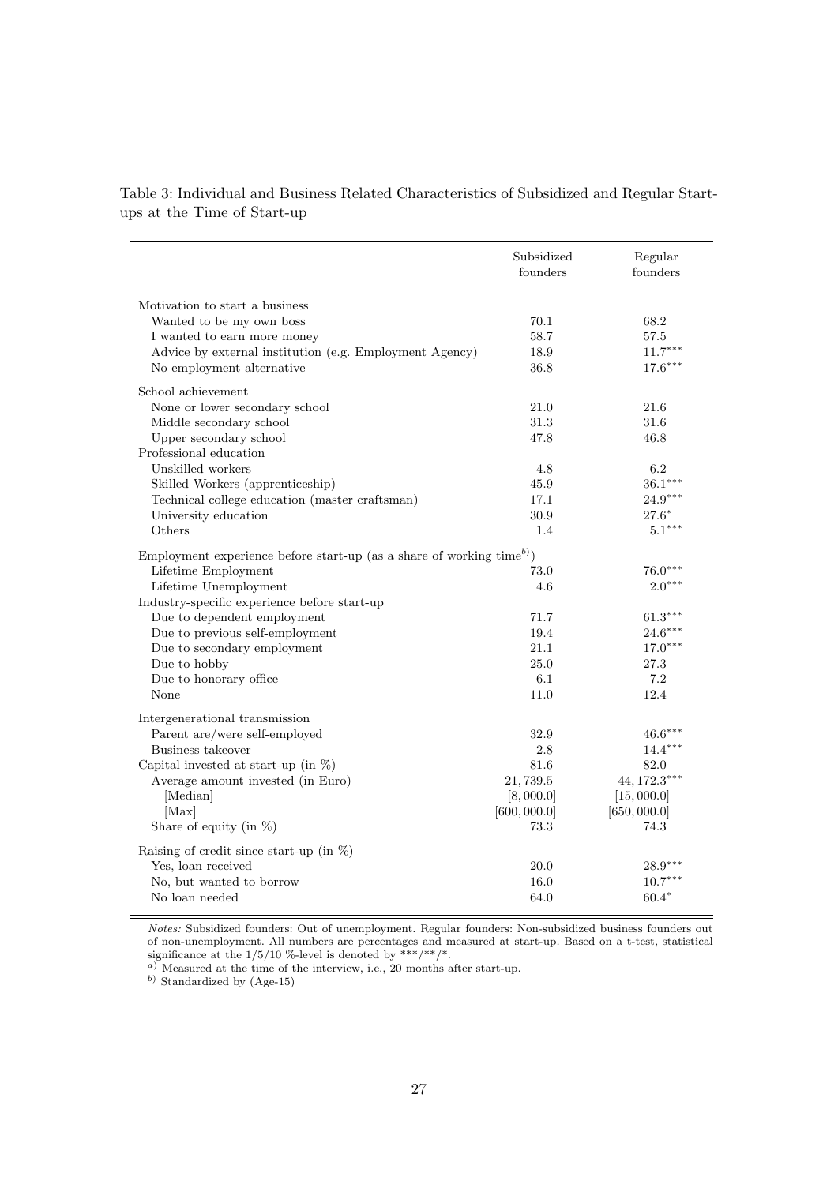Table 3: Individual and Business Related Characteristics of Subsidized and Regular Start-ups at the Time of Start-up

| | Subsidized founders | Regular founders |
|---|---|---|
| Motivation to start a business | | |
| Wanted to be my own boss | 70.1 | 68.2 |
| I wanted to earn more money | 58.7 | 57.5 |
| Advice by external institution (e.g. Employment Agency) | 18.9 | 11.7*** |
| No employment alternative | 36.8 | 17.6*** |
| School achievement | | |
| None or lower secondary school | 21.0 | 21.6 |
| Middle secondary school | 31.3 | 31.6 |
| Upper secondary school | 47.8 | 46.8 |
| Professional education | | |
| Unskilled workers | 4.8 | 6.2 |
| Skilled Workers (apprenticeship) | 45.9 | 36.1*** |
| Technical college education (master craftsman) | 17.1 | 24.9*** |
| University education | 30.9 | 27.6* |
| Others | 1.4 | 5.1*** |
| Employment experience before start-up (as a share of working time[b]) | | |
| Lifetime Employment | 73.0 | 76.0*** |
| Lifetime Unemployment | 4.6 | 2.0*** |
| Industry-specific experience before start-up | | |
| Due to dependent employment | 71.7 | 61.3*** |
| Due to previous self-employment | 19.4 | 24.6*** |
| Due to secondary employment | 21.1 | 17.0*** |
| Due to hobby | 25.0 | 27.3 |
| Due to honorary office | 6.1 | 7.2 |
| None | 11.0 | 12.4 |
| Intergenerational transmission | | |
| Parent are/were self-employed | 32.9 | 46.6*** |
| Business takeover | 2.8 | 14.4*** |
| Capital invested at start-up (in %) | 81.6 | 82.0 |
| Average amount invested (in Euro) | 21,739.5 | 44,172.3*** |
| [Median] | [8,000.0] | [15,000.0] |
| [Max] | [600,000.0] | [650,000.0] |
| Share of equity (in %) | 73.3 | 74.3 |
| Raising of credit since start-up (in %) | | |
| Yes, loan received | 20.0 | 28.9*** |
| No, but wanted to borrow | 16.0 | 10.7*** |
| No loan needed | 64.0 | 60.4* |

*Notes:* Subsidized founders: Out of unemployment. Regular founders: Non-subsidized business founders out of non-unemployment. All numbers are percentages and measured at start-up. Based on a t-test, statistical significance at the 1/5/10 %-level is denoted by ***/**/*.

[a] Measured at the time of the interview, i.e., 20 months after start-up.

[b] Standardized by (Age-15)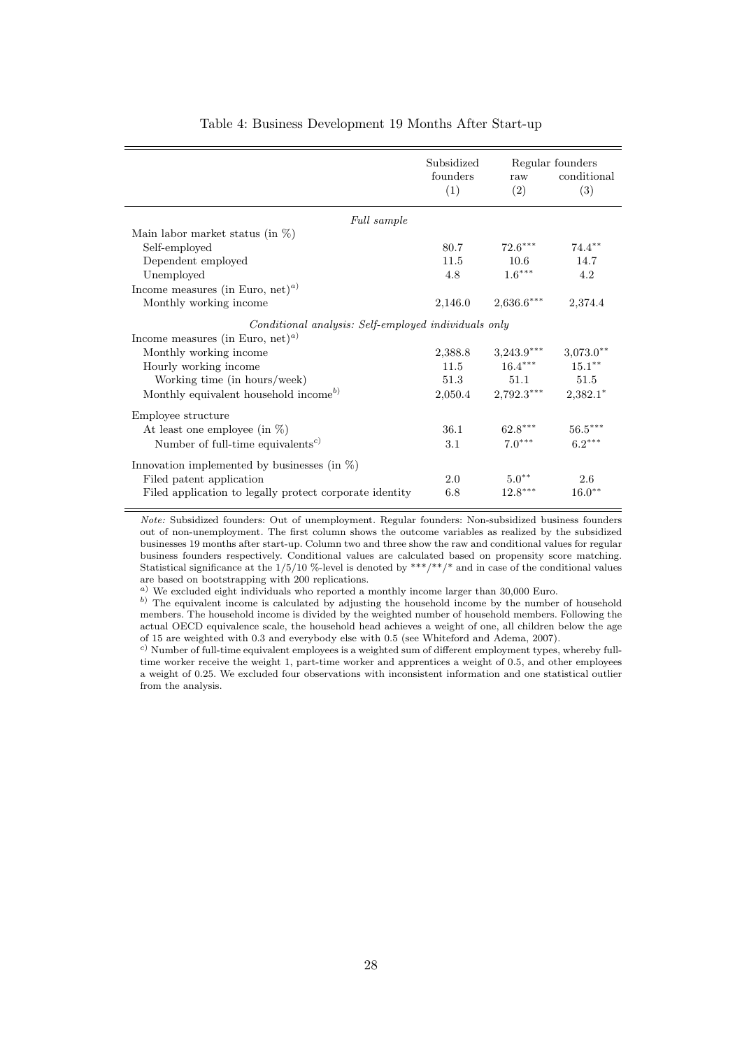Table 4: Business Development 19 Months After Start-up

| | Subsidized founders (1) | Regular founders raw (2) | Regular founders conditional (3) |
|---|---|---|---|
| *Full sample* | | | |
| Main labor market status (in %) | | | |
| Self-employed | 80.7 | 72.6*** | 74.4** |
| Dependent employed | 11.5 | 10.6 | 14.7 |
| Unemployed | 4.8 | 1.6*** | 4.2 |
| Income measures (in Euro, net)[a)] | | | |
| Monthly working income | 2,146.0 | 2,636.6*** | 2,374.4 |
| *Conditional analysis: Self-employed individuals only* | | | |
| Income measures (in Euro, net)[a)] | | | |
| Monthly working income | 2,388.8 | 3,243.9*** | 3,073.0** |
| Hourly working income | 11.5 | 16.4*** | 15.1** |
| Working time (in hours/week) | 51.3 | 51.1 | 51.5 |
| Monthly equivalent household income[b)] | 2,050.4 | 2,792.3*** | 2,382.1* |
| Employee structure | | | |
| At least one employee (in %) | 36.1 | 62.8*** | 56.5*** |
| Number of full-time equivalents[c)] | 3.1 | 7.0*** | 6.2*** |
| Innovation implemented by businesses (in %) | | | |
| Filed patent application | 2.0 | 5.0** | 2.6 |
| Filed application to legally protect corporate identity | 6.8 | 12.8*** | 16.0** |

*Note:* Subsidized founders: Out of unemployment. Regular founders: Non-subsidized business founders out of non-unemployment. The first column shows the outcome variables as realized by the subsidized businesses 19 months after start-up. Column two and three show the raw and conditional values for regular business founders respectively. Conditional values are calculated based on propensity score matching. Statistical significance at the 1/5/10 %-level is denoted by ***/**/* and in case of the conditional values are based on bootstrapping with 200 replications.

[a)] We excluded eight individuals who reported a monthly income larger than 30,000 Euro.

[b)] The equivalent income is calculated by adjusting the household income by the number of household members. The household income is divided by the weighted number of household members. Following the actual OECD equivalence scale, the household head achieves a weight of one, all children below the age of 15 are weighted with 0.3 and everybody else with 0.5 (see Whiteford and Adema, 2007).

[c)] Number of full-time equivalent employees is a weighted sum of different employment types, whereby full-time worker receive the weight 1, part-time worker and apprentices a weight of 0.5, and other employees a weight of 0.25. We excluded four observations with inconsistent information and one statistical outlier from the analysis.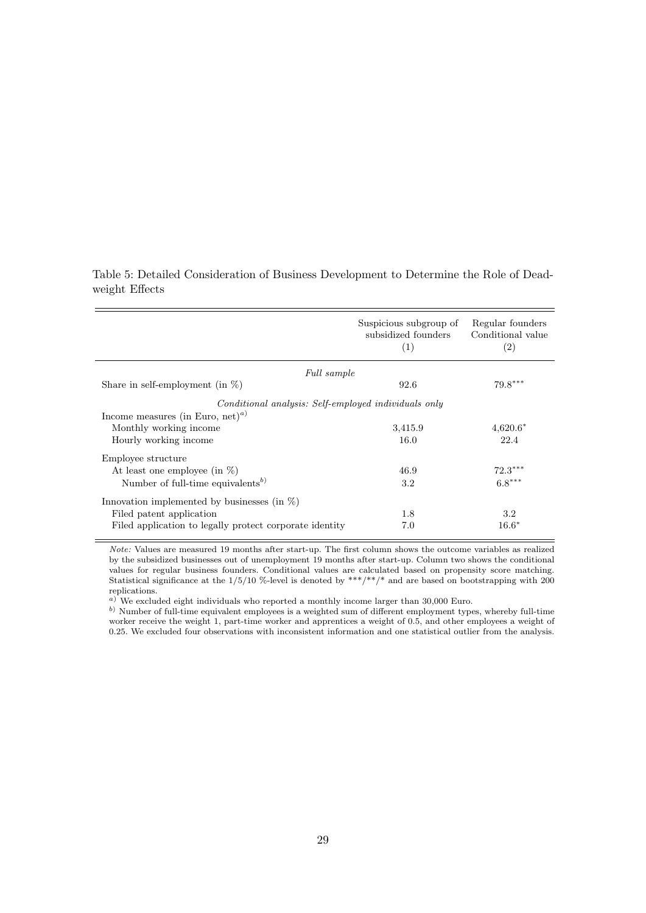Table 5: Detailed Consideration of Business Development to Determine the Role of Deadweight Effects

| | Suspicious subgroup of subsidized founders (1) | Regular founders Conditional value (2) |
|---|---|---|
| *Full sample* | | |
| Share in self-employment (in %) | 92.6 | 79.8*** |
| *Conditional analysis: Self-employed individuals only* | | |
| Income measures (in Euro, net)[a] | | |
| Monthly working income | 3,415.9 | 4,620.6* |
| Hourly working income | 16.0 | 22.4 |
| Employee structure | | |
| At least one employee (in %) | 46.9 | 72.3*** |
| Number of full-time equivalents[b] | 3.2 | 6.8*** |
| Innovation implemented by businesses (in %) | | |
| Filed patent application | 1.8 | 3.2 |
| Filed application to legally protect corporate identity | 7.0 | 16.6* |

*Note:* Values are measured 19 months after start-up. The first column shows the outcome variables as realized by the subsidized businesses out of unemployment 19 months after start-up. Column two shows the conditional values for regular business founders. Conditional values are calculated based on propensity score matching. Statistical significance at the 1/5/10 %-level is denoted by ***/**/* and are based on bootstrapping with 200 replications.

[a] We excluded eight individuals who reported a monthly income larger than 30,000 Euro.

[b] Number of full-time equivalent employees is a weighted sum of different employment types, whereby full-time worker receive the weight 1, part-time worker and apprentices a weight of 0.5, and other employees a weight of 0.25. We excluded four observations with inconsistent information and one statistical outlier from the analysis.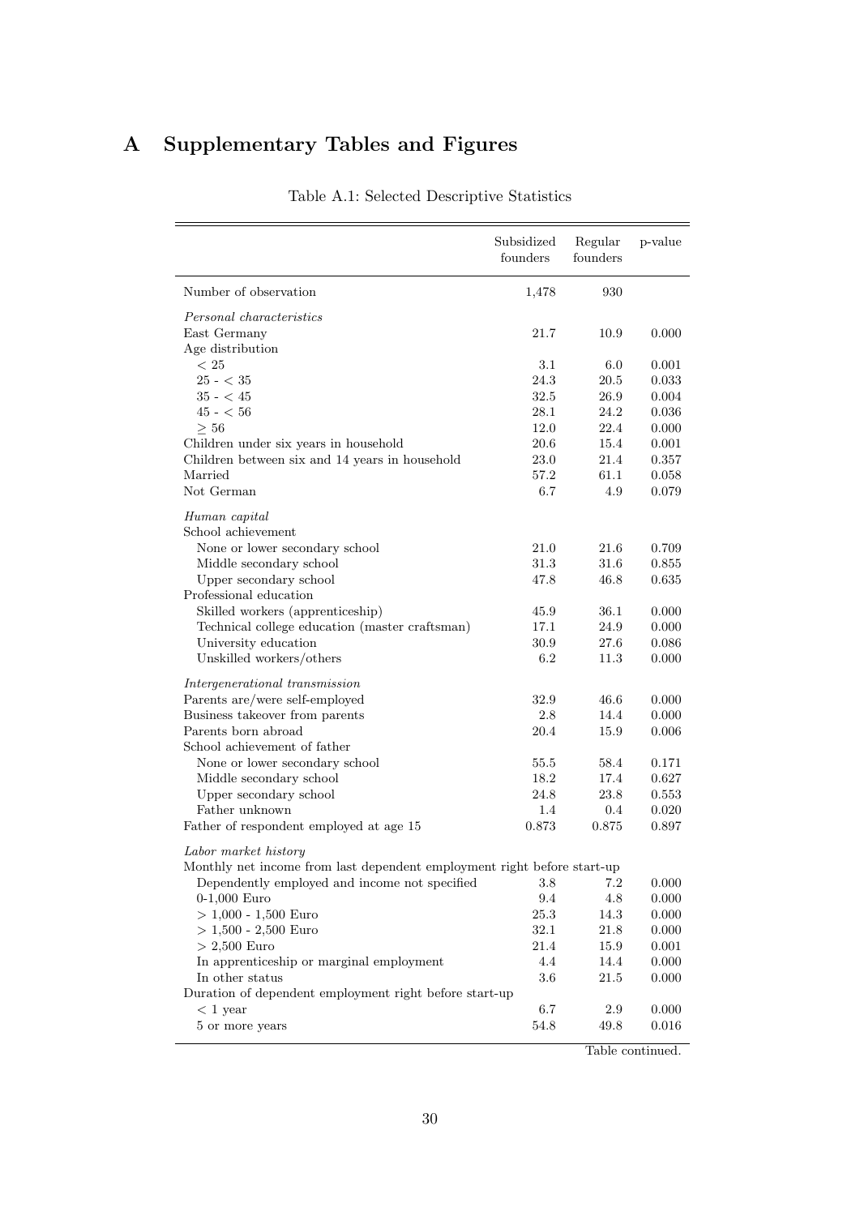# A Supplementary Tables and Figures

Table A.1: Selected Descriptive Statistics

| | Subsidized founders | Regular founders | p-value |
|---|---|---|---|
| Number of observation | 1,478 | 930 | |
| *Personal characteristics* | | | |
| East Germany | 21.7 | 10.9 | 0.000 |
| Age distribution | | | |
| $< 25$ | 3.1 | 6.0 | 0.001 |
| $25$ - $< 35$ | 24.3 | 20.5 | 0.033 |
| $35$ - $< 45$ | 32.5 | 26.9 | 0.004 |
| $45$ - $< 56$ | 28.1 | 24.2 | 0.036 |
| $\geq 56$ | 12.0 | 22.4 | 0.000 |
| Children under six years in household | 20.6 | 15.4 | 0.001 |
| Children between six and 14 years in household | 23.0 | 21.4 | 0.357 |
| Married | 57.2 | 61.1 | 0.058 |
| Not German | 6.7 | 4.9 | 0.079 |
| *Human capital* | | | |
| School achievement | | | |
| None or lower secondary school | 21.0 | 21.6 | 0.709 |
| Middle secondary school | 31.3 | 31.6 | 0.855 |
| Upper secondary school | 47.8 | 46.8 | 0.635 |
| Professional education | | | |
| Skilled workers (apprenticeship) | 45.9 | 36.1 | 0.000 |
| Technical college education (master craftsman) | 17.1 | 24.9 | 0.000 |
| University education | 30.9 | 27.6 | 0.086 |
| Unskilled workers/others | 6.2 | 11.3 | 0.000 |
| *Intergenerational transmission* | | | |
| Parents are/were self-employed | 32.9 | 46.6 | 0.000 |
| Business takeover from parents | 2.8 | 14.4 | 0.000 |
| Parents born abroad | 20.4 | 15.9 | 0.006 |
| School achievement of father | | | |
| None or lower secondary school | 55.5 | 58.4 | 0.171 |
| Middle secondary school | 18.2 | 17.4 | 0.627 |
| Upper secondary school | 24.8 | 23.8 | 0.553 |
| Father unknown | 1.4 | 0.4 | 0.020 |
| Father of respondent employed at age 15 | 0.873 | 0.875 | 0.897 |
| *Labor market history* | | | |
| Monthly net income from last dependent employment right before start-up | | | |
| Dependently employed and income not specified | 3.8 | 7.2 | 0.000 |
| 0-1,000 Euro | 9.4 | 4.8 | 0.000 |
| $>$ 1,000 - 1,500 Euro | 25.3 | 14.3 | 0.000 |
| $>$ 1,500 - 2,500 Euro | 32.1 | 21.8 | 0.000 |
| $>$ 2,500 Euro | 21.4 | 15.9 | 0.001 |
| In apprenticeship or marginal employment | 4.4 | 14.4 | 0.000 |
| In other status | 3.6 | 21.5 | 0.000 |
| Duration of dependent employment right before start-up | | | |
| $< 1$ year | 6.7 | 2.9 | 0.000 |
| 5 or more years | 54.8 | 49.8 | 0.016 |

Table continued.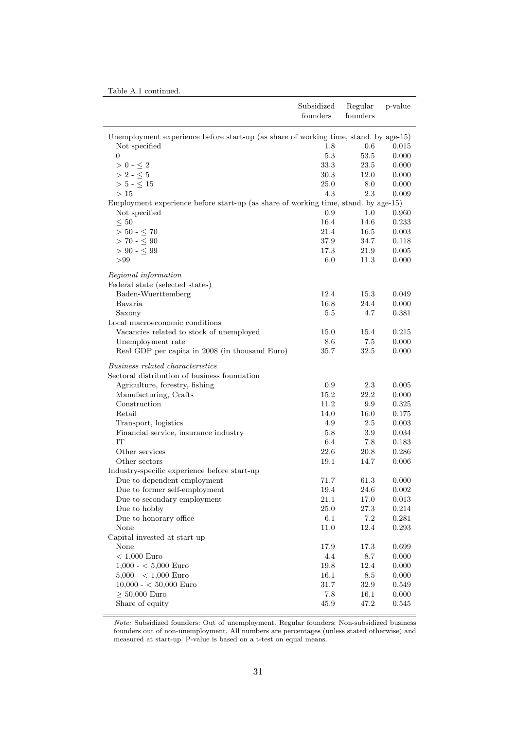Table A.1 continued.

| | Subsidized founders | Regular founders | p-value |
|---|---|---|---|
| Unemployment experience before start-up (as share of working time, stand. by age-15) | | | |
| Not specified | 1.8 | 0.6 | 0.015 |
| 0 | 5.3 | 53.5 | 0.000 |
| $> 0$ - $\leq 2$ | 33.3 | 23.5 | 0.000 |
| $> 2$ - $\leq 5$ | 30.3 | 12.0 | 0.000 |
| $> 5$ - $\leq 15$ | 25.0 | 8.0 | 0.000 |
| $> 15$ | 4.3 | 2.3 | 0.009 |
| Employment experience before start-up (as share of working time, stand. by age-15) | | | |
| Not specified | 0.9 | 1.0 | 0.960 |
| $\leq 50$ | 16.4 | 14.6 | 0.233 |
| $> 50$ - $\leq 70$ | 21.4 | 16.5 | 0.003 |
| $> 70$ - $\leq 90$ | 37.9 | 34.7 | 0.118 |
| $> 90$ - $\leq 99$ | 17.3 | 21.9 | 0.005 |
| $>99$ | 6.0 | 11.3 | 0.000 |
| *Regional information* | | | |
| Federal state (selected states) | | | |
| Baden-Wuerttemberg | 12.4 | 15.3 | 0.049 |
| Bavaria | 16.8 | 24.4 | 0.000 |
| Saxony | 5.5 | 4.7 | 0.381 |
| Local macroeconomic conditions | | | |
| Vacancies related to stock of unemployed | 15.0 | 15.4 | 0.215 |
| Unemployment rate | 8.6 | 7.5 | 0.000 |
| Real GDP per capita in 2008 (in thousand Euro) | 35.7 | 32.5 | 0.000 |
| *Business related characteristics* | | | |
| Sectoral distribution of business foundation | | | |
| Agriculture, forestry, fishing | 0.9 | 2.3 | 0.005 |
| Manufacturing, Crafts | 15.2 | 22.2 | 0.000 |
| Construction | 11.2 | 9.9 | 0.325 |
| Retail | 14.0 | 16.0 | 0.175 |
| Transport, logistics | 4.9 | 2.5 | 0.003 |
| Financial service, insurance industry | 5.8 | 3.9 | 0.034 |
| IT | 6.4 | 7.8 | 0.183 |
| Other services | 22.6 | 20.8 | 0.286 |
| Other sectors | 19.1 | 14.7 | 0.006 |
| Industry-specific experience before start-up | | | |
| Due to dependent employment | 71.7 | 61.3 | 0.000 |
| Due to former self-employment | 19.4 | 24.6 | 0.002 |
| Due to secondary employment | 21.1 | 17.0 | 0.013 |
| Due to hobby | 25.0 | 27.3 | 0.214 |
| Due to honorary office | 6.1 | 7.2 | 0.281 |
| None | 11.0 | 12.4 | 0.293 |
| Capital invested at start-up | | | |
| None | 17.9 | 17.3 | 0.699 |
| $< 1,000$ Euro | 4.4 | 8.7 | 0.000 |
| $1,000$ - $< 5,000$ Euro | 19.8 | 12.4 | 0.000 |
| $5,000$ - $< 1,000$ Euro | 16.1 | 8.5 | 0.000 |
| $10,000$ - $< 50,000$ Euro | 31.7 | 32.9 | 0.549 |
| $\geq 50,000$ Euro | 7.8 | 16.1 | 0.000 |
| Share of equity | 45.9 | 47.2 | 0.545 |

*Note:* Subsidized founders: Out of unemployment. Regular founders: Non-subsidized business founders out of non-unemployment. All numbers are percentages (unless stated otherwise) and measured at start-up. P-value is based on a t-test on equal means.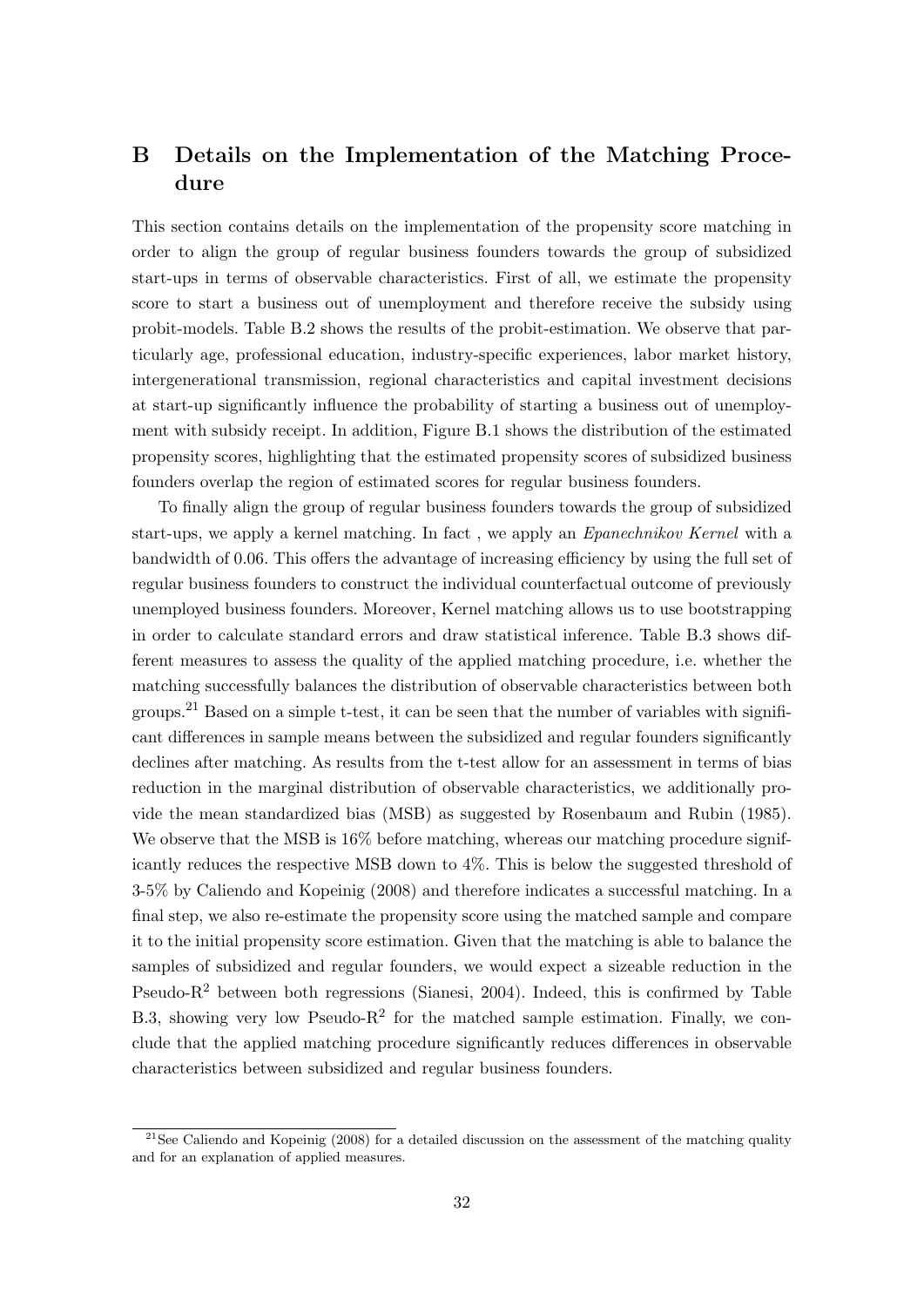# B Details on the Implementation of the Matching Procedure

This section contains details on the implementation of the propensity score matching in order to align the group of regular business founders towards the group of subsidized start-ups in terms of observable characteristics. First of all, we estimate the propensity score to start a business out of unemployment and therefore receive the subsidy using probit-models. Table B.2 shows the results of the probit-estimation. We observe that particularly age, professional education, industry-specific experiences, labor market history, intergenerational transmission, regional characteristics and capital investment decisions at start-up significantly influence the probability of starting a business out of unemployment with subsidy receipt. In addition, Figure B.1 shows the distribution of the estimated propensity scores, highlighting that the estimated propensity scores of subsidized business founders overlap the region of estimated scores for regular business founders.

To finally align the group of regular business founders towards the group of subsidized start-ups, we apply a kernel matching. In fact , we apply an *Epanechnikov Kernel* with a bandwidth of 0.06. This offers the advantage of increasing efficiency by using the full set of regular business founders to construct the individual counterfactual outcome of previously unemployed business founders. Moreover, Kernel matching allows us to use bootstrapping in order to calculate standard errors and draw statistical inference. Table B.3 shows different measures to assess the quality of the applied matching procedure, i.e. whether the matching successfully balances the distribution of observable characteristics between both groups.[21] Based on a simple t-test, it can be seen that the number of variables with significant differences in sample means between the subsidized and regular founders significantly declines after matching. As results from the t-test allow for an assessment in terms of bias reduction in the marginal distribution of observable characteristics, we additionally provide the mean standardized bias (MSB) as suggested by Rosenbaum and Rubin (1985). We observe that the MSB is 16% before matching, whereas our matching procedure significantly reduces the respective MSB down to 4%. This is below the suggested threshold of 3-5% by Caliendo and Kopeinig (2008) and therefore indicates a successful matching. In a final step, we also re-estimate the propensity score using the matched sample and compare it to the initial propensity score estimation. Given that the matching is able to balance the samples of subsidized and regular founders, we would expect a sizeable reduction in the Pseudo-$R^2$ between both regressions (Sianesi, 2004). Indeed, this is confirmed by Table B.3, showing very low Pseudo-$R^2$ for the matched sample estimation. Finally, we conclude that the applied matching procedure significantly reduces differences in observable characteristics between subsidized and regular business founders.

[21] See Caliendo and Kopeinig (2008) for a detailed discussion on the assessment of the matching quality and for an explanation of applied measures.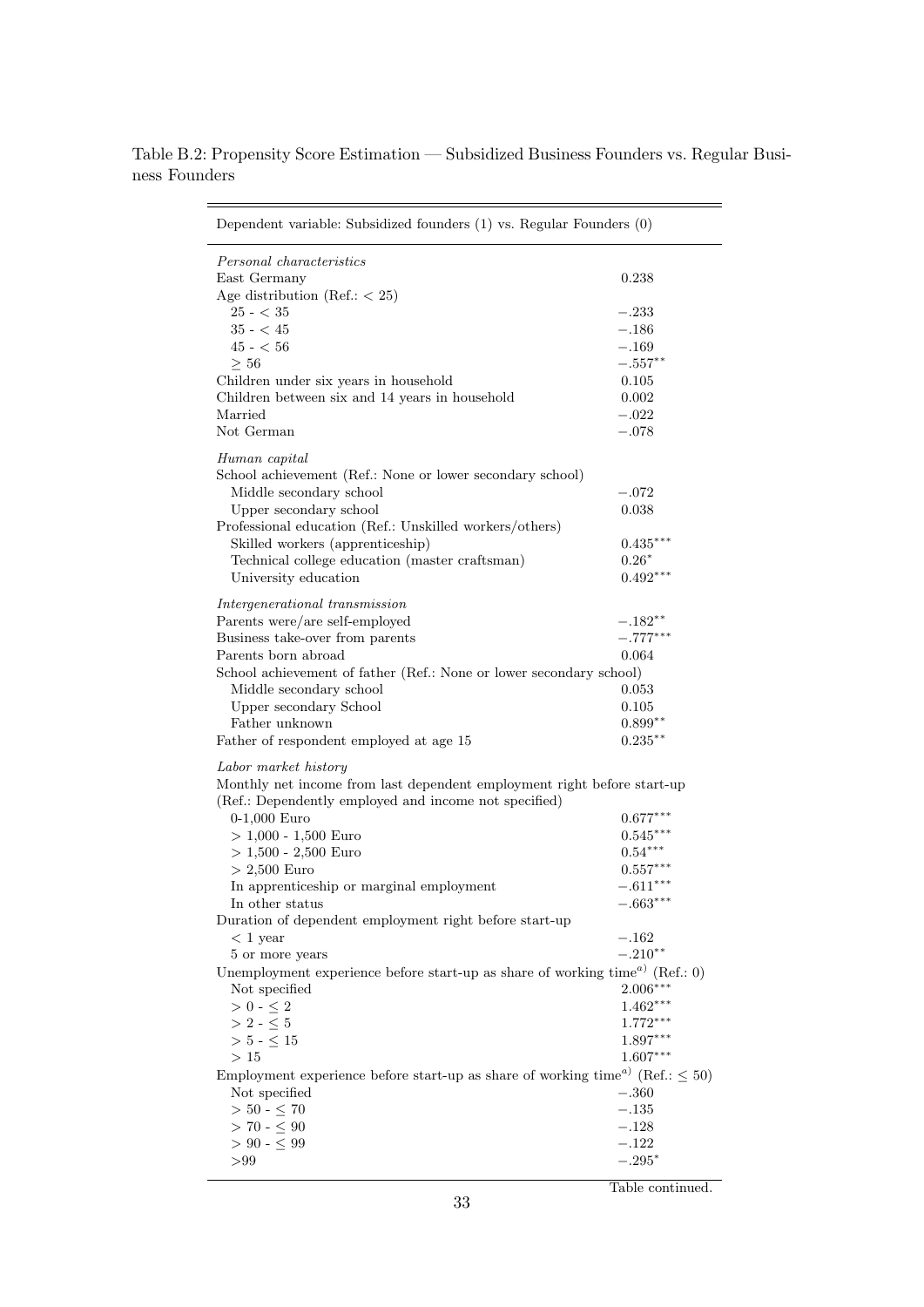Table B.2: Propensity Score Estimation — Subsidized Business Founders vs. Regular Business Founders

| Dependent variable: Subsidized founders (1) vs. Regular Founders (0) | |
|---|---|
| *Personal characteristics* | |
| East Germany | 0.238 |
| Age distribution (Ref.: < 25) | |
| 25 - < 35 | −.233 |
| 35 - < 45 | −.186 |
| 45 - < 56 | −.169 |
| ≥ 56 | −.557** |
| Children under six years in household | 0.105 |
| Children between six and 14 years in household | 0.002 |
| Married | −.022 |
| Not German | −.078 |
| *Human capital* | |
| School achievement (Ref.: None or lower secondary school) | |
| Middle secondary school | −.072 |
| Upper secondary school | 0.038 |
| Professional education (Ref.: Unskilled workers/others) | |
| Skilled workers (apprenticeship) | 0.435*** |
| Technical college education (master craftsman) | 0.26* |
| University education | 0.492*** |
| *Intergenerational transmission* | |
| Parents were/are self-employed | −.182** |
| Business take-over from parents | −.777*** |
| Parents born abroad | 0.064 |
| School achievement of father (Ref.: None or lower secondary school) | |
| Middle secondary school | 0.053 |
| Upper secondary School | 0.105 |
| Father unknown | 0.899** |
| Father of respondent employed at age 15 | 0.235** |
| *Labor market history* | |
| Monthly net income from last dependent employment right before start-up (Ref.: Dependently employed and income not specified) | |
| 0-1,000 Euro | 0.677*** |
| > 1,000 - 1,500 Euro | 0.545*** |
| > 1,500 - 2,500 Euro | 0.54*** |
| > 2,500 Euro | 0.557*** |
| In apprenticeship or marginal employment | −.611*** |
| In other status | −.663*** |
| Duration of dependent employment right before start-up | |
| < 1 year | −.162 |
| 5 or more years | −.210** |
| Unemployment experience before start-up as share of working time[a] (Ref.: 0) | |
| Not specified | 2.006*** |
| > 0 - ≤ 2 | 1.462*** |
| > 2 - ≤ 5 | 1.772*** |
| > 5 - ≤ 15 | 1.897*** |
| > 15 | 1.607*** |
| Employment experience before start-up as share of working time[a] (Ref.: ≤ 50) | |
| Not specified | −.360 |
| > 50 - ≤ 70 | −.135 |
| > 70 - ≤ 90 | −.128 |
| > 90 - ≤ 99 | −.122 |
| >99 | −.295* |

Table continued.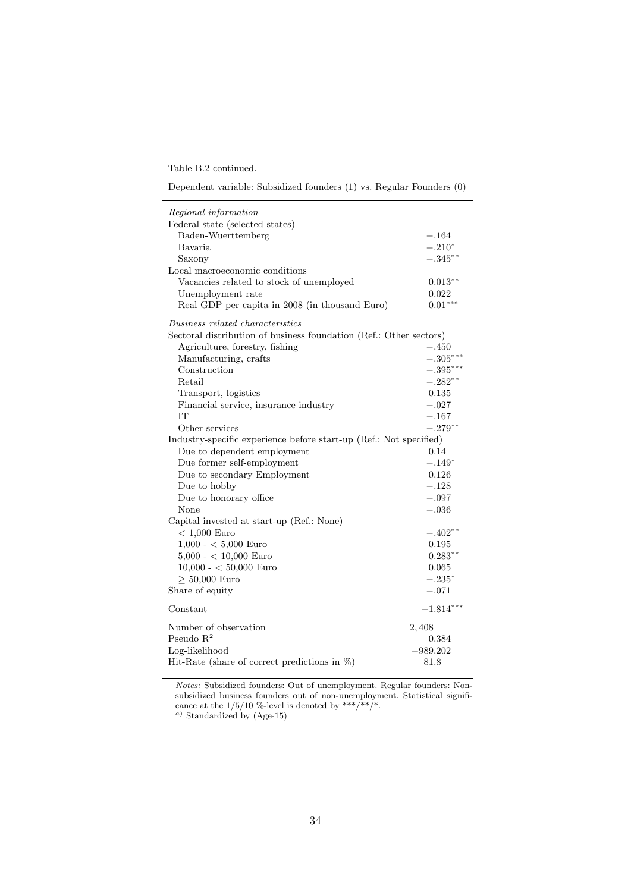Table B.2 continued.

| Dependent variable: Subsidized founders (1) vs. Regular Founders (0) | |
|---|---|
| *Regional information* | |
| Federal state (selected states) | |
| Baden-Wuerttemberg | $-.164$ |
| Bavaria | $-.210^{*}$ |
| Saxony | $-.345^{**}$ |
| Local macroeconomic conditions | |
| Vacancies related to stock of unemployed | $0.013^{**}$ |
| Unemployment rate | 0.022 |
| Real GDP per capita in 2008 (in thousand Euro) | $0.01^{***}$ |
| *Business related characteristics* | |
| Sectoral distribution of business foundation (Ref.: Other sectors) | |
| Agriculture, forestry, fishing | $-.450$ |
| Manufacturing, crafts | $-.305^{***}$ |
| Construction | $-.395^{***}$ |
| Retail | $-.282^{**}$ |
| Transport, logistics | 0.135 |
| Financial service, insurance industry | $-.027$ |
| IT | $-.167$ |
| Other services | $-.279^{**}$ |
| Industry-specific experience before start-up (Ref.: Not specified) | |
| Due to dependent employment | 0.14 |
| Due former self-employment | $-.149^{*}$ |
| Due to secondary Employment | 0.126 |
| Due to hobby | $-.128$ |
| Due to honorary office | $-.097$ |
| None | $-.036$ |
| Capital invested at start-up (Ref.: None) | |
| $< 1{,}000$ Euro | $-.402^{**}$ |
| $1{,}000$ - $< 5{,}000$ Euro | 0.195 |
| $5{,}000$ - $< 10{,}000$ Euro | $0.283^{**}$ |
| $10{,}000$ - $< 50{,}000$ Euro | 0.065 |
| $\geq 50{,}000$ Euro | $-.235^{*}$ |
| Share of equity | $-.071$ |
| Constant | $-1.814^{***}$ |
| Number of observation | 2,408 |
| Pseudo $R^2$ | 0.384 |
| Log-likelihood | $-989.202$ |
| Hit-Rate (share of correct predictions in %) | 81.8 |

*Notes:* Subsidized founders: Out of unemployment. Regular founders: Non-subsidized business founders out of non-unemployment. Statistical significance at the 1/5/10 %-level is denoted by ***/**/*.
[a] Standardized by (Age-15)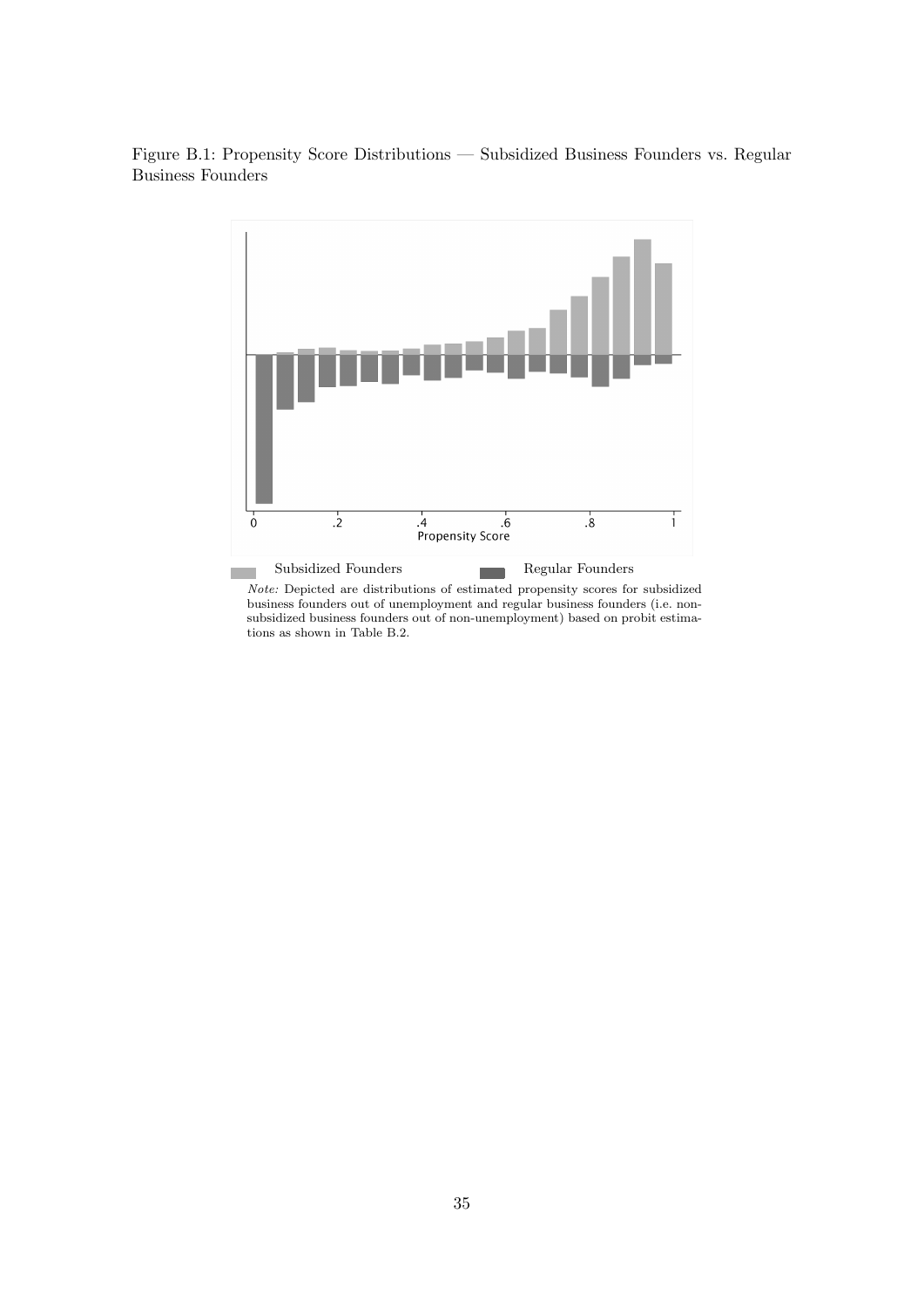Figure B.1: Propensity Score Distributions — Subsidized Business Founders vs. Regular Business Founders

Subsidized Founders    Regular Founders

*Note:* Depicted are distributions of estimated propensity scores for subsidized business founders out of unemployment and regular business founders (i.e. non-subsidized business founders out of non-unemployment) based on probit estimations as shown in Table B.2.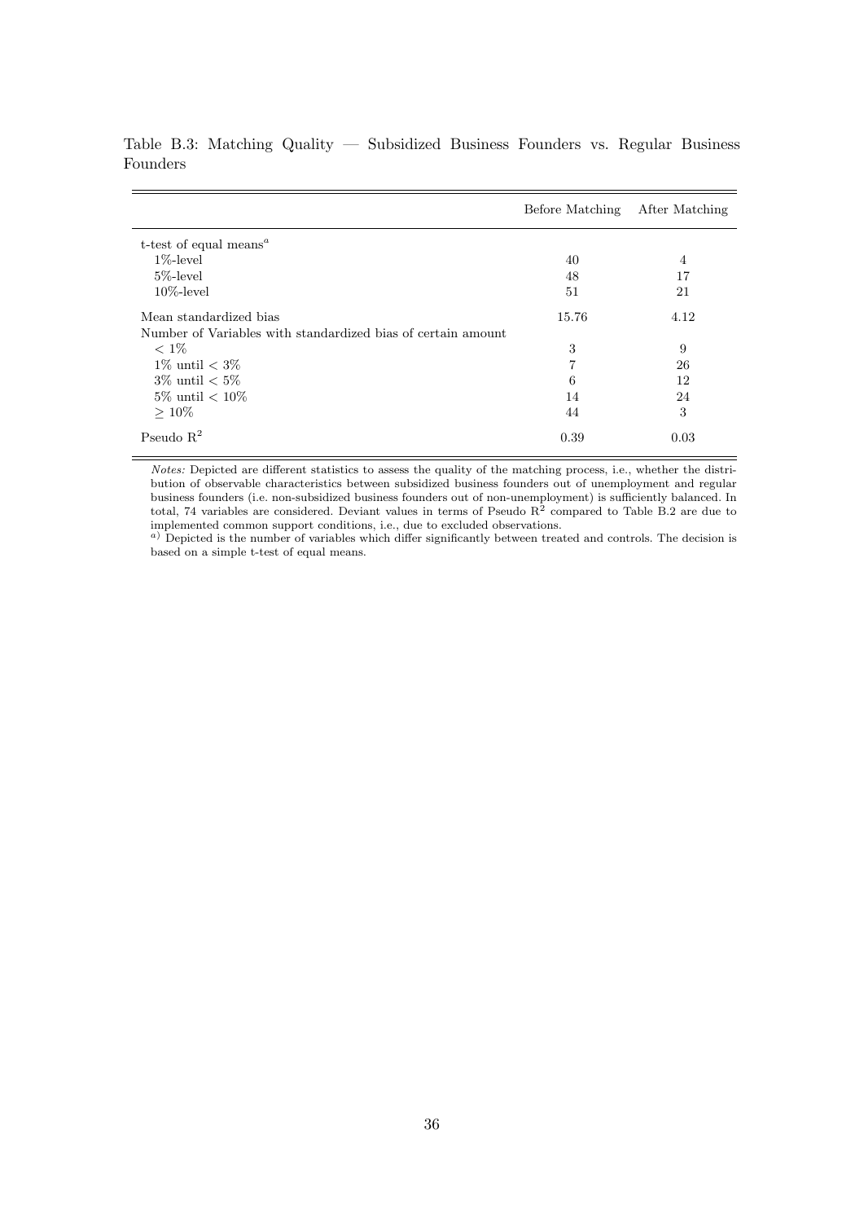Table B.3: Matching Quality — Subsidized Business Founders vs. Regular Business Founders

| | Before Matching | After Matching |
|---|---|---|
| t-test of equal means[a] | | |
| 1%-level | 40 | 4 |
| 5%-level | 48 | 17 |
| 10%-level | 51 | 21 |
| Mean standardized bias | 15.76 | 4.12 |
| Number of Variables with standardized bias of certain amount | | |
| < 1% | 3 | 9 |
| 1% until < 3% | 7 | 26 |
| 3% until < 5% | 6 | 12 |
| 5% until < 10% | 14 | 24 |
| ≥ 10% | 44 | 3 |
| Pseudo $R^2$ | 0.39 | 0.03 |

*Notes:* Depicted are different statistics to assess the quality of the matching process, i.e., whether the distribution of observable characteristics between subsidized business founders out of unemployment and regular business founders (i.e. non-subsidized business founders out of non-unemployment) is sufficiently balanced. In total, 74 variables are considered. Deviant values in terms of Pseudo $R^2$ compared to Table B.2 are due to implemented common support conditions, i.e., due to excluded observations.

[a]) Depicted is the number of variables which differ significantly between treated and controls. The decision is based on a simple t-test of equal means.